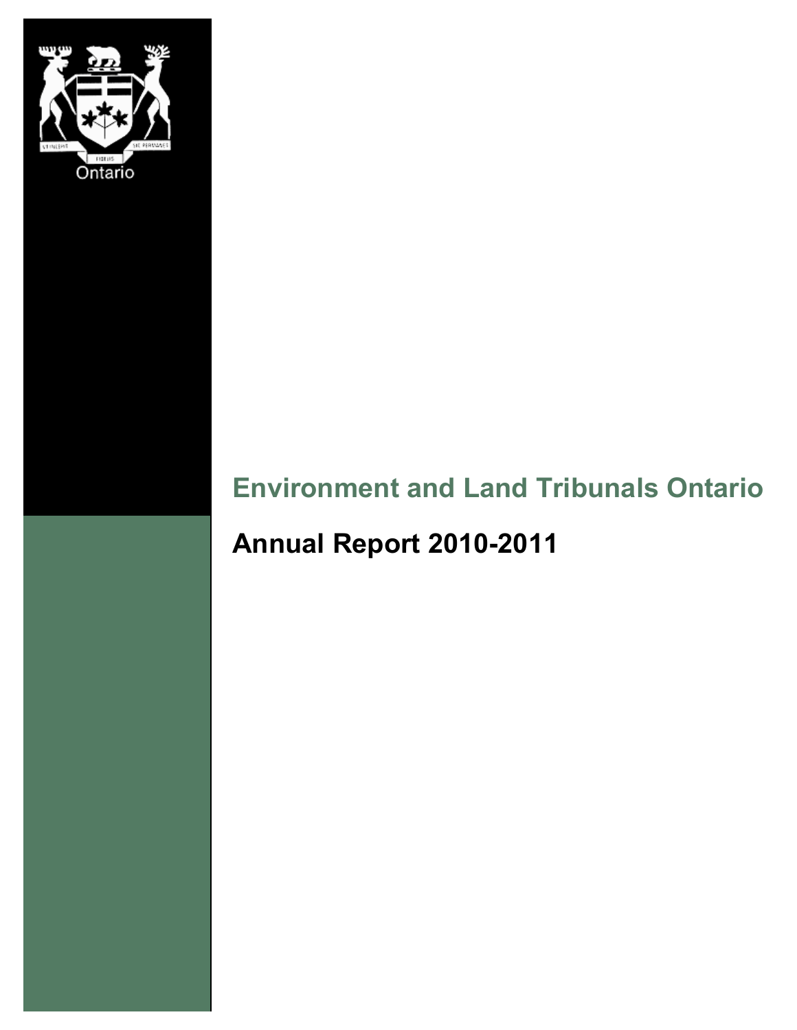Ontario

# Environment and Land Tribunals Ontario

## Annual Report 2010-2011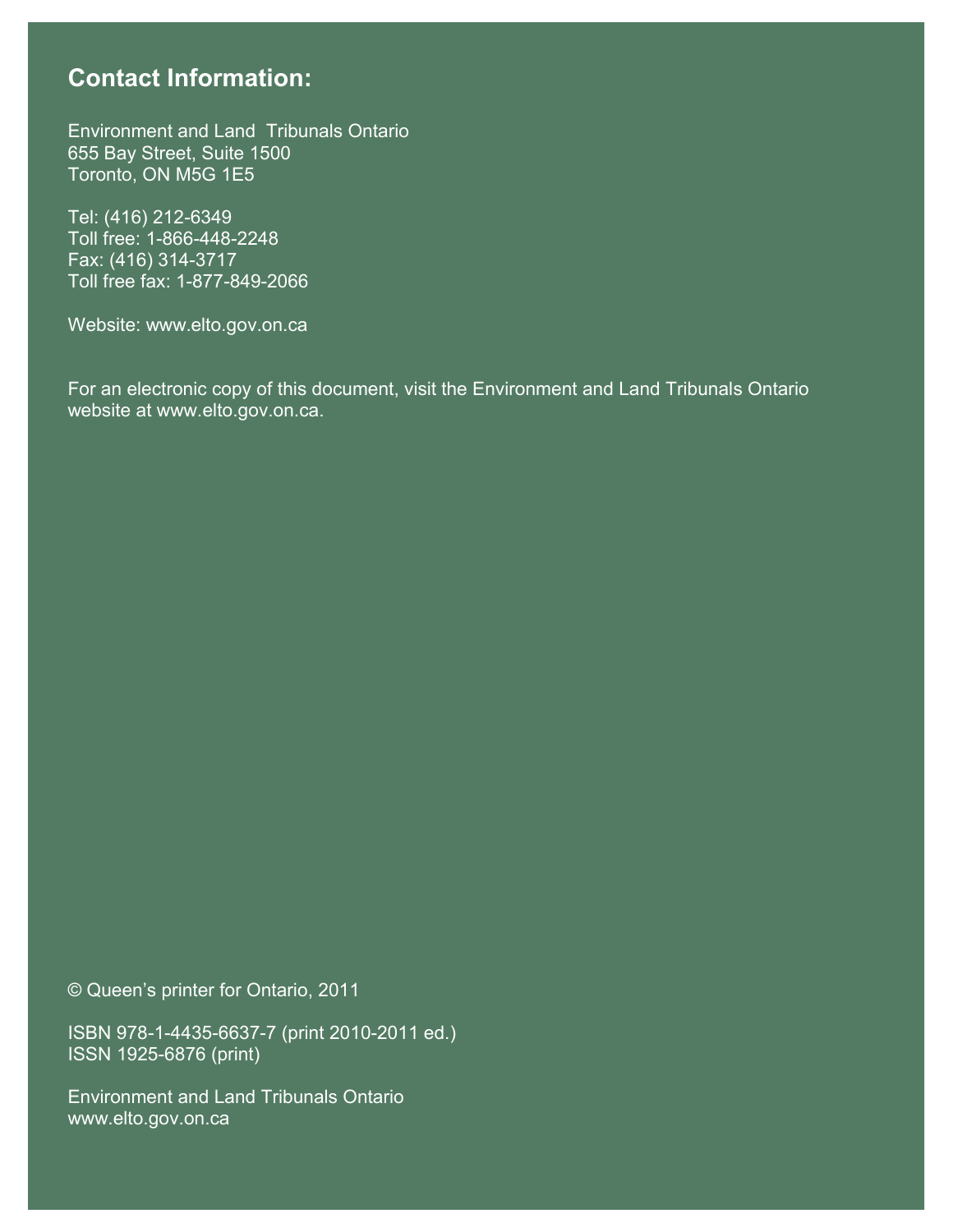## Contact Information:

Environment and Land Tribunals Ontario
655 Bay Street, Suite 1500
Toronto, ON M5G 1E5

Tel: (416) 212-6349
Toll free: 1-866-448-2248
Fax: (416) 314-3717
Toll free fax: 1-877-849-2066

Website: www.elto.gov.on.ca

For an electronic copy of this document, visit the Environment and Land Tribunals Ontario website at www.elto.gov.on.ca.

© Queen's printer for Ontario, 2011

ISBN 978-1-4435-6637-7 (print 2010-2011 ed.)
ISSN 1925-6876 (print)

Environment and Land Tribunals Ontario
www.elto.gov.on.ca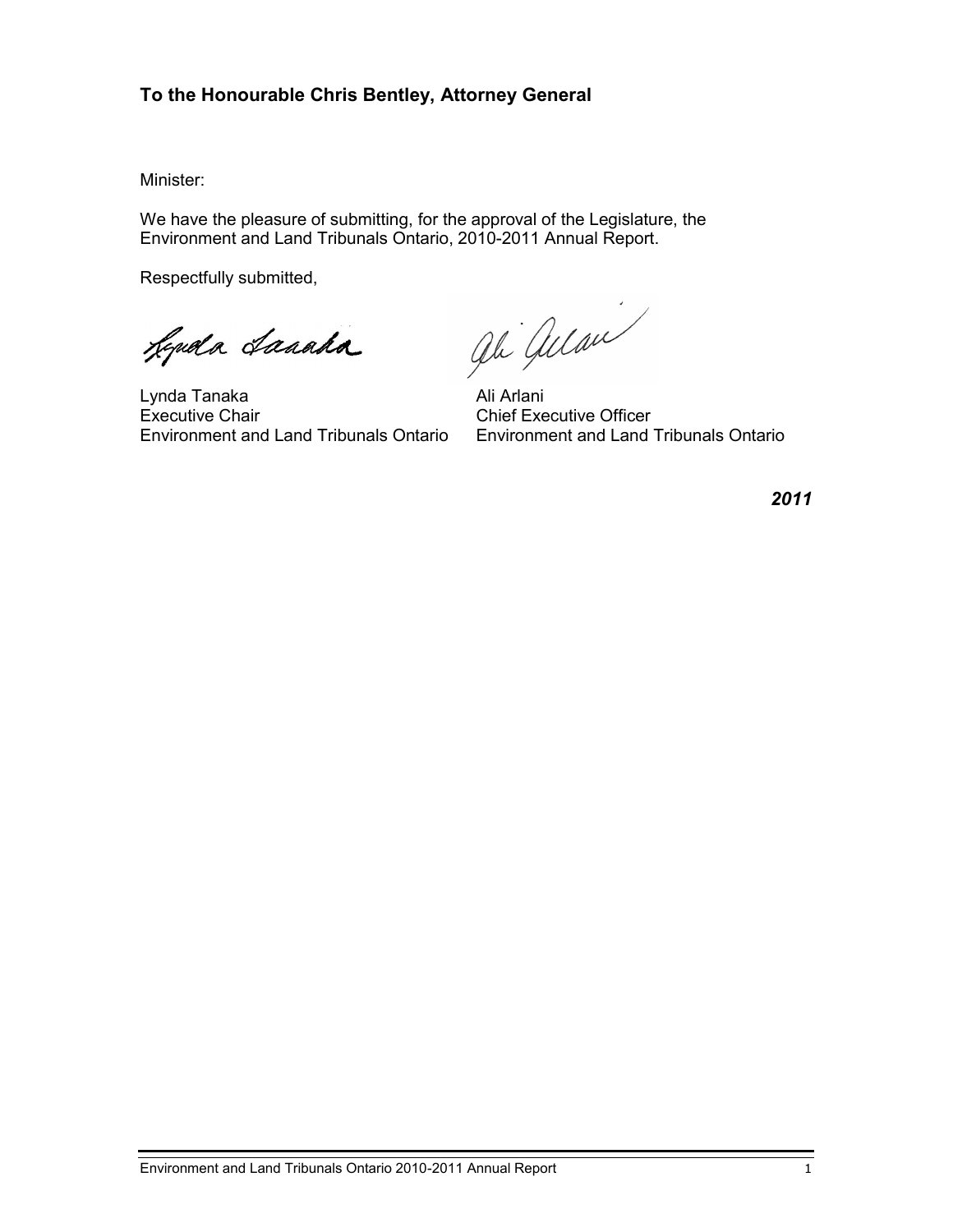**To the Honourable Chris Bentley, Attorney General**

Minister:

We have the pleasure of submitting, for the approval of the Legislature, the Environment and Land Tribunals Ontario, 2010-2011 Annual Report.

Respectfully submitted,

Lynda Tanaka
Executive Chair
Environment and Land Tribunals Ontario

Ali Arlani
Chief Executive Officer
Environment and Land Tribunals Ontario

***2011***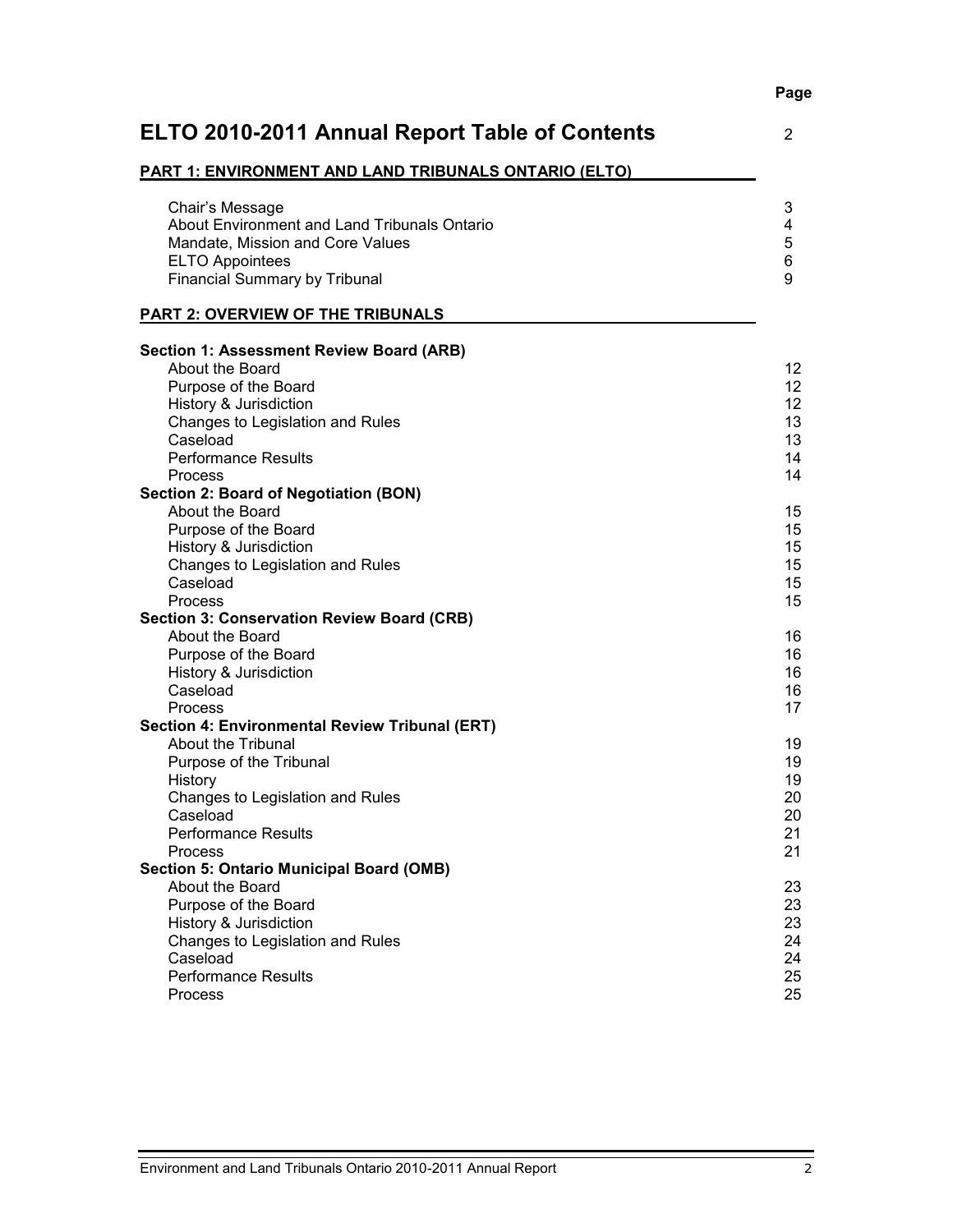# ELTO 2010-2011 Annual Report Table of Contents

| | Page |
|---|---|
| **ELTO 2010-2011 Annual Report Table of Contents** | 2 |
| **PART 1: ENVIRONMENT AND LAND TRIBUNALS ONTARIO (ELTO)** | |
| Chair's Message | 3 |
| About Environment and Land Tribunals Ontario | 4 |
| Mandate, Mission and Core Values | 5 |
| ELTO Appointees | 6 |
| Financial Summary by Tribunal | 9 |
| **PART 2: OVERVIEW OF THE TRIBUNALS** | |
| **Section 1: Assessment Review Board (ARB)** | |
| About the Board | 12 |
| Purpose of the Board | 12 |
| History & Jurisdiction | 12 |
| Changes to Legislation and Rules | 13 |
| Caseload | 13 |
| Performance Results | 14 |
| Process | 14 |
| **Section 2: Board of Negotiation (BON)** | |
| About the Board | 15 |
| Purpose of the Board | 15 |
| History & Jurisdiction | 15 |
| Changes to Legislation and Rules | 15 |
| Caseload | 15 |
| Process | 15 |
| **Section 3: Conservation Review Board (CRB)** | |
| About the Board | 16 |
| Purpose of the Board | 16 |
| History & Jurisdiction | 16 |
| Caseload | 16 |
| Process | 17 |
| **Section 4: Environmental Review Tribunal (ERT)** | |
| About the Tribunal | 19 |
| Purpose of the Tribunal | 19 |
| History | 19 |
| Changes to Legislation and Rules | 20 |
| Caseload | 20 |
| Performance Results | 21 |
| Process | 21 |
| **Section 5: Ontario Municipal Board (OMB)** | |
| About the Board | 23 |
| Purpose of the Board | 23 |
| History & Jurisdiction | 23 |
| Changes to Legislation and Rules | 24 |
| Caseload | 24 |
| Performance Results | 25 |
| Process | 25 |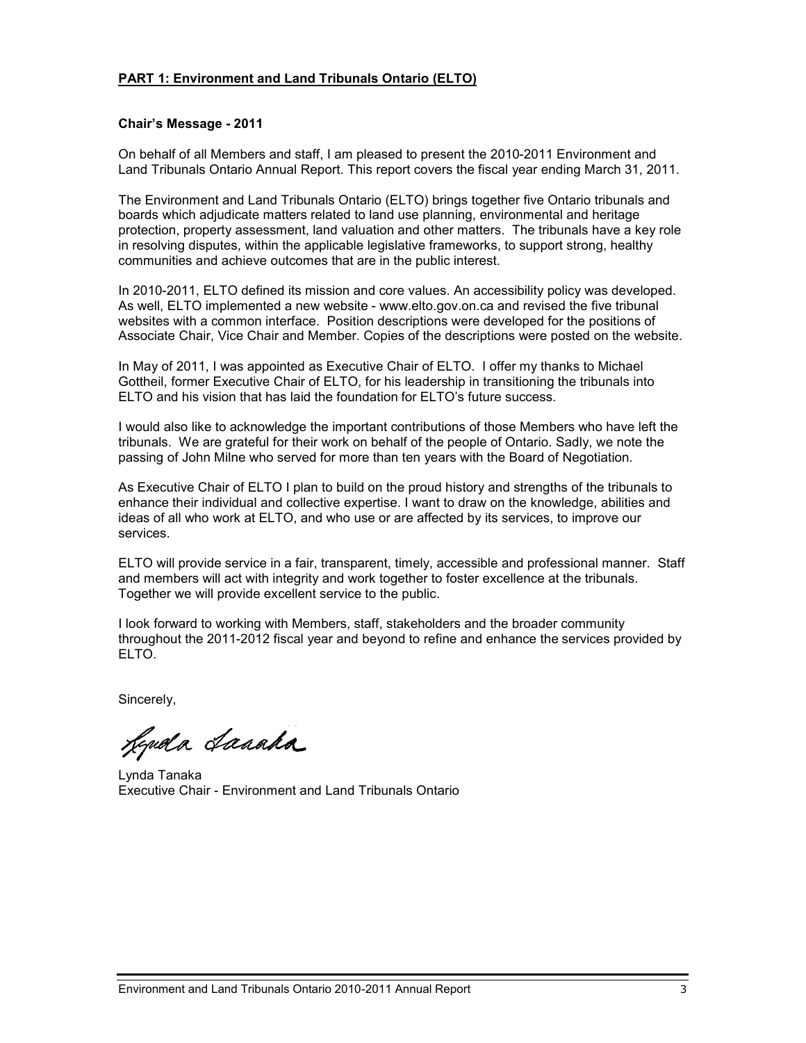**PART 1: Environment and Land Tribunals Ontario (ELTO)**

**Chair's Message - 2011**

On behalf of all Members and staff, I am pleased to present the 2010-2011 Environment and Land Tribunals Ontario Annual Report. This report covers the fiscal year ending March 31, 2011.

The Environment and Land Tribunals Ontario (ELTO) brings together five Ontario tribunals and boards which adjudicate matters related to land use planning, environmental and heritage protection, property assessment, land valuation and other matters. The tribunals have a key role in resolving disputes, within the applicable legislative frameworks, to support strong, healthy communities and achieve outcomes that are in the public interest.

In 2010-2011, ELTO defined its mission and core values. An accessibility policy was developed. As well, ELTO implemented a new website - www.elto.gov.on.ca and revised the five tribunal websites with a common interface. Position descriptions were developed for the positions of Associate Chair, Vice Chair and Member. Copies of the descriptions were posted on the website.

In May of 2011, I was appointed as Executive Chair of ELTO. I offer my thanks to Michael Gottheil, former Executive Chair of ELTO, for his leadership in transitioning the tribunals into ELTO and his vision that has laid the foundation for ELTO's future success.

I would also like to acknowledge the important contributions of those Members who have left the tribunals. We are grateful for their work on behalf of the people of Ontario. Sadly, we note the passing of John Milne who served for more than ten years with the Board of Negotiation.

As Executive Chair of ELTO I plan to build on the proud history and strengths of the tribunals to enhance their individual and collective expertise. I want to draw on the knowledge, abilities and ideas of all who work at ELTO, and who use or are affected by its services, to improve our services.

ELTO will provide service in a fair, transparent, timely, accessible and professional manner. Staff and members will act with integrity and work together to foster excellence at the tribunals. Together we will provide excellent service to the public.

I look forward to working with Members, staff, stakeholders and the broader community throughout the 2011-2012 fiscal year and beyond to refine and enhance the services provided by ELTO.

Sincerely,

Lynda Tanaka
Executive Chair - Environment and Land Tribunals Ontario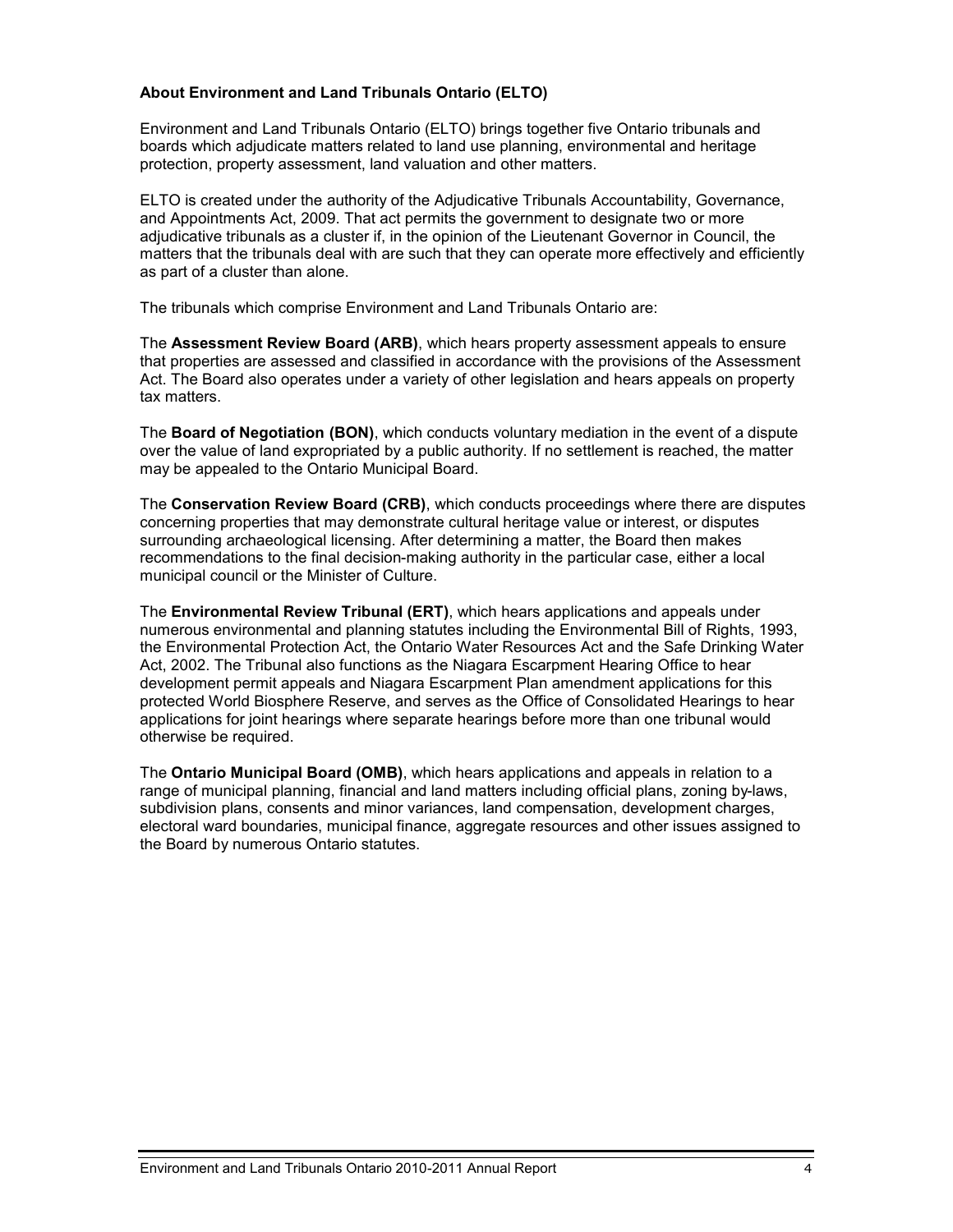## About Environment and Land Tribunals Ontario (ELTO)

Environment and Land Tribunals Ontario (ELTO) brings together five Ontario tribunals and boards which adjudicate matters related to land use planning, environmental and heritage protection, property assessment, land valuation and other matters.

ELTO is created under the authority of the Adjudicative Tribunals Accountability, Governance, and Appointments Act, 2009. That act permits the government to designate two or more adjudicative tribunals as a cluster if, in the opinion of the Lieutenant Governor in Council, the matters that the tribunals deal with are such that they can operate more effectively and efficiently as part of a cluster than alone.

The tribunals which comprise Environment and Land Tribunals Ontario are:

The **Assessment Review Board (ARB)**, which hears property assessment appeals to ensure that properties are assessed and classified in accordance with the provisions of the Assessment Act. The Board also operates under a variety of other legislation and hears appeals on property tax matters.

The **Board of Negotiation (BON)**, which conducts voluntary mediation in the event of a dispute over the value of land expropriated by a public authority. If no settlement is reached, the matter may be appealed to the Ontario Municipal Board.

The **Conservation Review Board (CRB)**, which conducts proceedings where there are disputes concerning properties that may demonstrate cultural heritage value or interest, or disputes surrounding archaeological licensing. After determining a matter, the Board then makes recommendations to the final decision-making authority in the particular case, either a local municipal council or the Minister of Culture.

The **Environmental Review Tribunal (ERT)**, which hears applications and appeals under numerous environmental and planning statutes including the Environmental Bill of Rights, 1993, the Environmental Protection Act, the Ontario Water Resources Act and the Safe Drinking Water Act, 2002. The Tribunal also functions as the Niagara Escarpment Hearing Office to hear development permit appeals and Niagara Escarpment Plan amendment applications for this protected World Biosphere Reserve, and serves as the Office of Consolidated Hearings to hear applications for joint hearings where separate hearings before more than one tribunal would otherwise be required.

The **Ontario Municipal Board (OMB)**, which hears applications and appeals in relation to a range of municipal planning, financial and land matters including official plans, zoning by-laws, subdivision plans, consents and minor variances, land compensation, development charges, electoral ward boundaries, municipal finance, aggregate resources and other issues assigned to the Board by numerous Ontario statutes.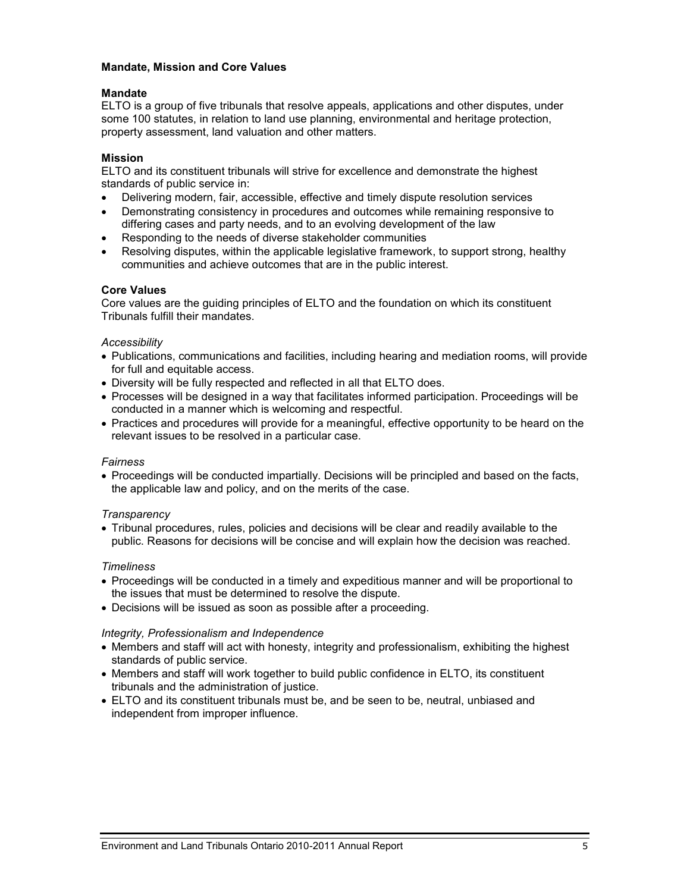## Mandate, Mission and Core Values

### Mandate

ELTO is a group of five tribunals that resolve appeals, applications and other disputes, under some 100 statutes, in relation to land use planning, environmental and heritage protection, property assessment, land valuation and other matters.

### Mission

ELTO and its constituent tribunals will strive for excellence and demonstrate the highest standards of public service in:

- Delivering modern, fair, accessible, effective and timely dispute resolution services
- Demonstrating consistency in procedures and outcomes while remaining responsive to differing cases and party needs, and to an evolving development of the law
- Responding to the needs of diverse stakeholder communities
- Resolving disputes, within the applicable legislative framework, to support strong, healthy communities and achieve outcomes that are in the public interest.

### Core Values

Core values are the guiding principles of ELTO and the foundation on which its constituent Tribunals fulfill their mandates.

*Accessibility*

- Publications, communications and facilities, including hearing and mediation rooms, will provide for full and equitable access.
- Diversity will be fully respected and reflected in all that ELTO does.
- Processes will be designed in a way that facilitates informed participation. Proceedings will be conducted in a manner which is welcoming and respectful.
- Practices and procedures will provide for a meaningful, effective opportunity to be heard on the relevant issues to be resolved in a particular case.

*Fairness*

- Proceedings will be conducted impartially. Decisions will be principled and based on the facts, the applicable law and policy, and on the merits of the case.

*Transparency*

- Tribunal procedures, rules, policies and decisions will be clear and readily available to the public. Reasons for decisions will be concise and will explain how the decision was reached.

*Timeliness*

- Proceedings will be conducted in a timely and expeditious manner and will be proportional to the issues that must be determined to resolve the dispute.
- Decisions will be issued as soon as possible after a proceeding.

*Integrity, Professionalism and Independence*

- Members and staff will act with honesty, integrity and professionalism, exhibiting the highest standards of public service.
- Members and staff will work together to build public confidence in ELTO, its constituent tribunals and the administration of justice.
- ELTO and its constituent tribunals must be, and be seen to be, neutral, unbiased and independent from improper influence.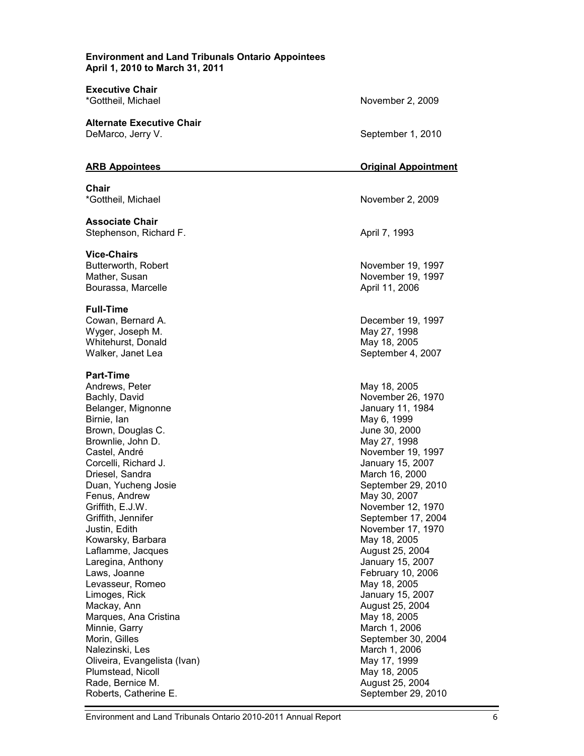**Environment and Land Tribunals Ontario Appointees**
**April 1, 2010 to March 31, 2011**

**Executive Chair**

| | |
|---|---|
| *Gottheil, Michael | November 2, 2009 |

**Alternate Executive Chair**

| | |
|---|---|
| DeMarco, Jerry V. | September 1, 2010 |

| **ARB Appointees** | **Original Appointment** |
|---|---|
| **Chair** | |
| *Gottheil, Michael | November 2, 2009 |
| **Associate Chair** | |
| Stephenson, Richard F. | April 7, 1993 |
| **Vice-Chairs** | |
| Butterworth, Robert | November 19, 1997 |
| Mather, Susan | November 19, 1997 |
| Bourassa, Marcelle | April 11, 2006 |
| **Full-Time** | |
| Cowan, Bernard A. | December 19, 1997 |
| Wyger, Joseph M. | May 27, 1998 |
| Whitehurst, Donald | May 18, 2005 |
| Walker, Janet Lea | September 4, 2007 |
| **Part-Time** | |
| Andrews, Peter | May 18, 2005 |
| Bachly, David | November 26, 1970 |
| Belanger, Mignonne | January 11, 1984 |
| Birnie, Ian | May 6, 1999 |
| Brown, Douglas C. | June 30, 2000 |
| Brownlie, John D. | May 27, 1998 |
| Castel, André | November 19, 1997 |
| Corcelli, Richard J. | January 15, 2007 |
| Driesel, Sandra | March 16, 2000 |
| Duan, Yucheng Josie | September 29, 2010 |
| Fenus, Andrew | May 30, 2007 |
| Griffith, E.J.W. | November 12, 1970 |
| Griffith, Jennifer | September 17, 2004 |
| Justin, Edith | November 17, 1970 |
| Kowarsky, Barbara | May 18, 2005 |
| Laflamme, Jacques | August 25, 2004 |
| Laregina, Anthony | January 15, 2007 |
| Laws, Joanne | February 10, 2006 |
| Levasseur, Romeo | May 18, 2005 |
| Limoges, Rick | January 15, 2007 |
| Mackay, Ann | August 25, 2004 |
| Marques, Ana Cristina | May 18, 2005 |
| Minnie, Garry | March 1, 2006 |
| Morin, Gilles | September 30, 2004 |
| Nalezinski, Les | March 1, 2006 |
| Oliveira, Evangelista (Ivan) | May 17, 1999 |
| Plumstead, Nicoll | May 18, 2005 |
| Rade, Bernice M. | August 25, 2004 |
| Roberts, Catherine E. | September 29, 2010 |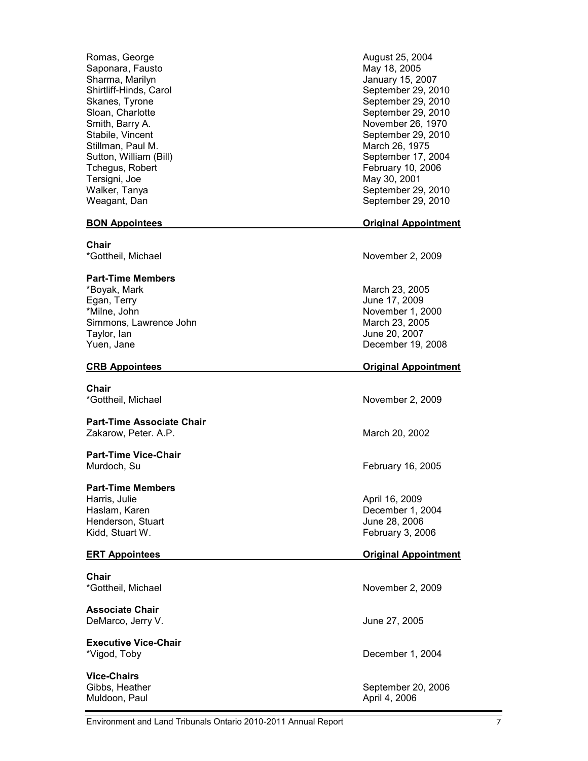| | |
|---|---|
| Romas, George | August 25, 2004 |
| Saponara, Fausto | May 18, 2005 |
| Sharma, Marilyn | January 15, 2007 |
| Shirtliff-Hinds, Carol | September 29, 2010 |
| Skanes, Tyrone | September 29, 2010 |
| Sloan, Charlotte | September 29, 2010 |
| Smith, Barry A. | November 26, 1970 |
| Stabile, Vincent | September 29, 2010 |
| Stillman, Paul M. | March 26, 1975 |
| Sutton, William (Bill) | September 17, 2004 |
| Tchegus, Robert | February 10, 2006 |
| Tersigni, Joe | May 30, 2001 |
| Walker, Tanya | September 29, 2010 |
| Weagant, Dan | September 29, 2010 |

| **BON Appointees** | **Original Appointment** |
|---|---|
| **Chair** | |
| *Gottheil, Michael | November 2, 2009 |
| **Part-Time Members** | |
| *Boyak, Mark | March 23, 2005 |
| Egan, Terry | June 17, 2009 |
| *Milne, John | November 1, 2000 |
| Simmons, Lawrence John | March 23, 2005 |
| Taylor, Ian | June 20, 2007 |
| Yuen, Jane | December 19, 2008 |

| **CRB Appointees** | **Original Appointment** |
|---|---|
| **Chair** | |
| *Gottheil, Michael | November 2, 2009 |
| **Part-Time Associate Chair** | |
| Zakarow, Peter. A.P. | March 20, 2002 |
| **Part-Time Vice-Chair** | |
| Murdoch, Su | February 16, 2005 |
| **Part-Time Members** | |
| Harris, Julie | April 16, 2009 |
| Haslam, Karen | December 1, 2004 |
| Henderson, Stuart | June 28, 2006 |
| Kidd, Stuart W. | February 3, 2006 |

| **ERT Appointees** | **Original Appointment** |
|---|---|
| **Chair** | |
| *Gottheil, Michael | November 2, 2009 |
| **Associate Chair** | |
| DeMarco, Jerry V. | June 27, 2005 |
| **Executive Vice-Chair** | |
| *Vigod, Toby | December 1, 2004 |
| **Vice-Chairs** | |
| Gibbs, Heather | September 20, 2006 |
| Muldoon, Paul | April 4, 2006 |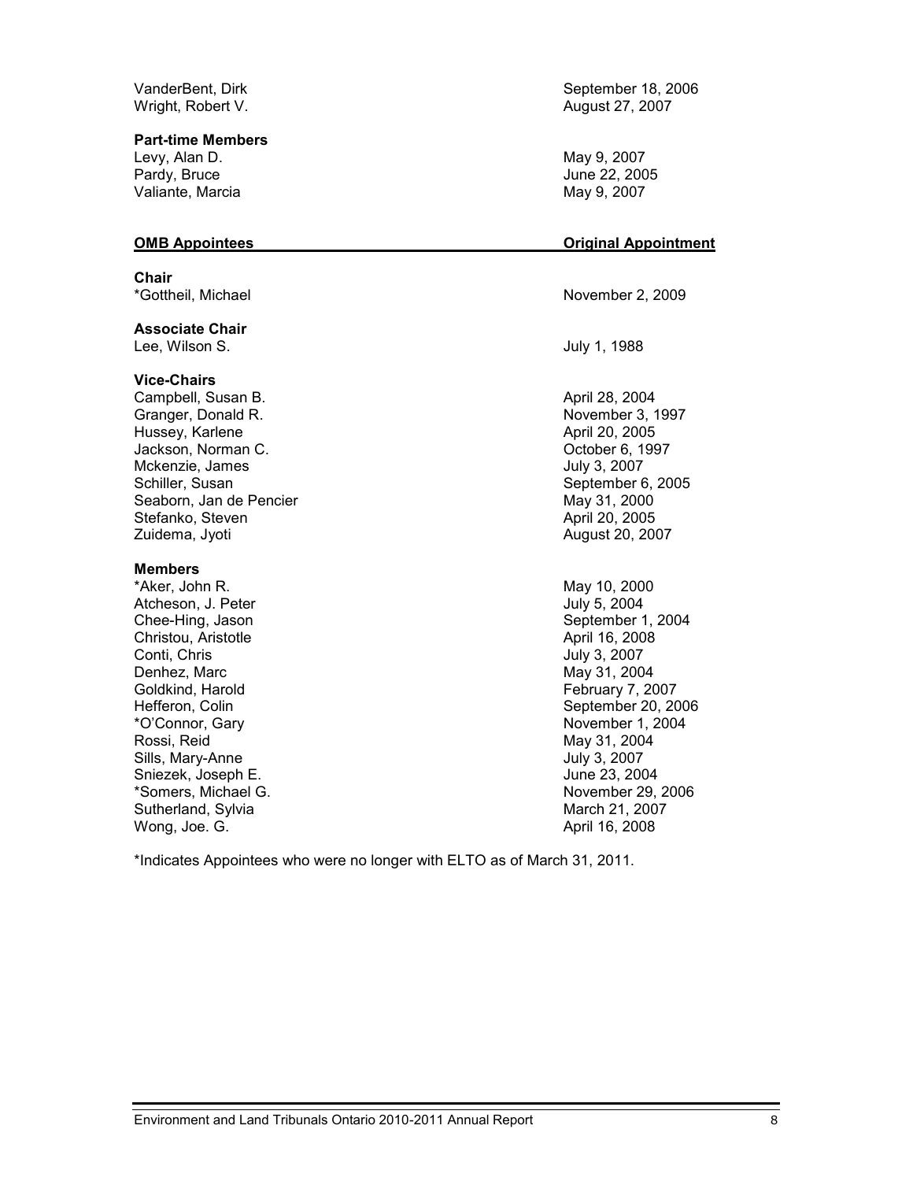| | |
|---|---|
| VanderBent, Dirk | September 18, 2006 |
| Wright, Robert V. | August 27, 2007 |

**Part-time Members**

| | |
|---|---|
| Levy, Alan D. | May 9, 2007 |
| Pardy, Bruce | June 22, 2005 |
| Valiante, Marcia | May 9, 2007 |

| **OMB Appointees** | **Original Appointment** |
|---|---|
| **Chair** | |
| *Gottheil, Michael | November 2, 2009 |
| **Associate Chair** | |
| Lee, Wilson S. | July 1, 1988 |
| **Vice-Chairs** | |
| Campbell, Susan B. | April 28, 2004 |
| Granger, Donald R. | November 3, 1997 |
| Hussey, Karlene | April 20, 2005 |
| Jackson, Norman C. | October 6, 1997 |
| Mckenzie, James | July 3, 2007 |
| Schiller, Susan | September 6, 2005 |
| Seaborn, Jan de Pencier | May 31, 2000 |
| Stefanko, Steven | April 20, 2005 |
| Zuidema, Jyoti | August 20, 2007 |
| **Members** | |
| *Aker, John R. | May 10, 2000 |
| Atcheson, J. Peter | July 5, 2004 |
| Chee-Hing, Jason | September 1, 2004 |
| Christou, Aristotle | April 16, 2008 |
| Conti, Chris | July 3, 2007 |
| Denhez, Marc | May 31, 2004 |
| Goldkind, Harold | February 7, 2007 |
| Hefferon, Colin | September 20, 2006 |
| *O'Connor, Gary | November 1, 2004 |
| Rossi, Reid | May 31, 2004 |
| Sills, Mary-Anne | July 3, 2007 |
| Sniezek, Joseph E. | June 23, 2004 |
| *Somers, Michael G. | November 29, 2006 |
| Sutherland, Sylvia | March 21, 2007 |
| Wong, Joe. G. | April 16, 2008 |

*Indicates Appointees who were no longer with ELTO as of March 31, 2011.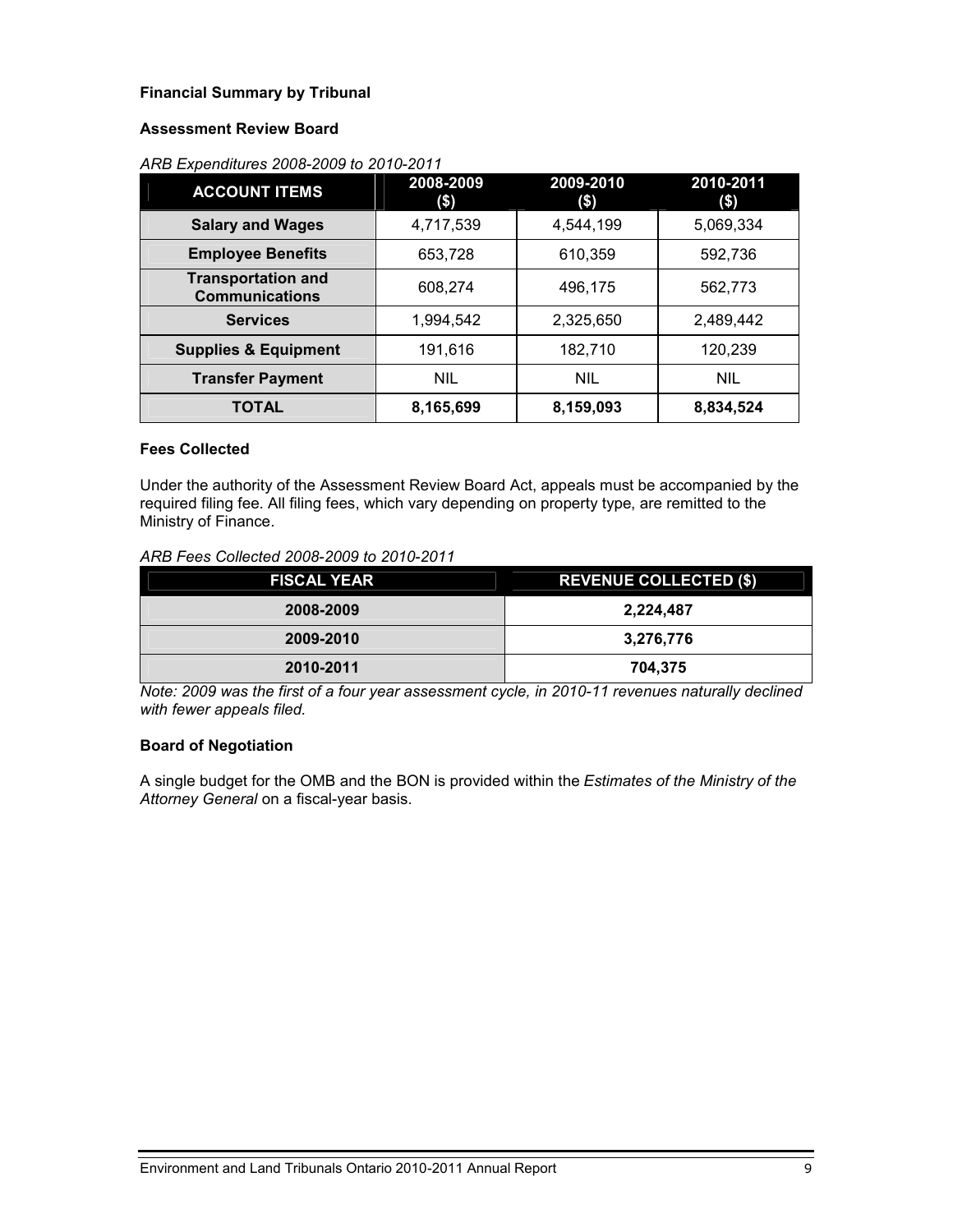**Financial Summary by Tribunal**

**Assessment Review Board**

*ARB Expenditures 2008-2009 to 2010-2011*

| ACCOUNT ITEMS | 2008-2009 ($) | 2009-2010 ($) | 2010-2011 ($) |
|---|---|---|---|
| **Salary and Wages** | 4,717,539 | 4,544,199 | 5,069,334 |
| **Employee Benefits** | 653,728 | 610,359 | 592,736 |
| **Transportation and Communications** | 608,274 | 496,175 | 562,773 |
| **Services** | 1,994,542 | 2,325,650 | 2,489,442 |
| **Supplies & Equipment** | 191,616 | 182,710 | 120,239 |
| **Transfer Payment** | NIL | NIL | NIL |
| **TOTAL** | **8,165,699** | **8,159,093** | **8,834,524** |

**Fees Collected**

Under the authority of the Assessment Review Board Act, appeals must be accompanied by the required filing fee. All filing fees, which vary depending on property type, are remitted to the Ministry of Finance.

*ARB Fees Collected 2008-2009 to 2010-2011*

| FISCAL YEAR | REVENUE COLLECTED ($) |
|---|---|
| **2008-2009** | **2,224,487** |
| **2009-2010** | **3,276,776** |
| **2010-2011** | **704,375** |

*Note: 2009 was the first of a four year assessment cycle, in 2010-11 revenues naturally declined with fewer appeals filed.*

**Board of Negotiation**

A single budget for the OMB and the BON is provided within the *Estimates of the Ministry of the Attorney General* on a fiscal-year basis.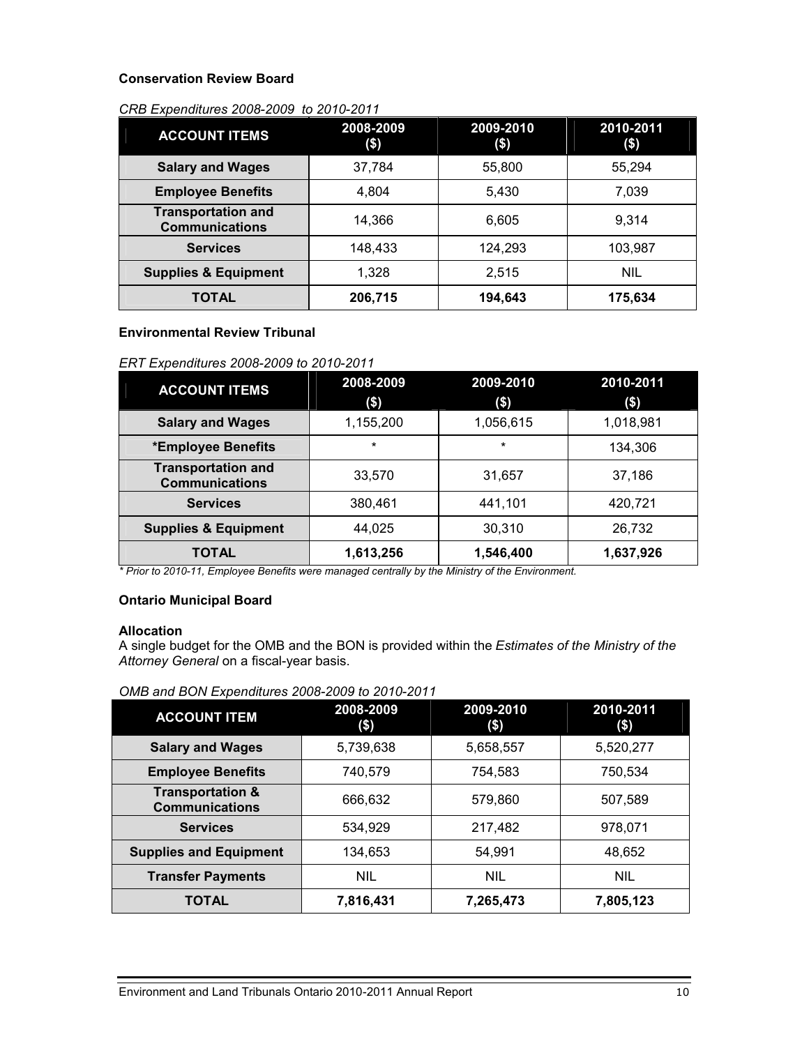### Conservation Review Board

*CRB Expenditures 2008-2009 to 2010-2011*

| ACCOUNT ITEMS | 2008-2009 ($) | 2009-2010 ($) | 2010-2011 ($) |
|---|---|---|---|
| **Salary and Wages** | 37,784 | 55,800 | 55,294 |
| **Employee Benefits** | 4,804 | 5,430 | 7,039 |
| **Transportation and Communications** | 14,366 | 6,605 | 9,314 |
| **Services** | 148,433 | 124,293 | 103,987 |
| **Supplies & Equipment** | 1,328 | 2,515 | NIL |
| **TOTAL** | **206,715** | **194,643** | **175,634** |

### Environmental Review Tribunal

*ERT Expenditures 2008-2009 to 2010-2011*

| ACCOUNT ITEMS | 2008-2009 ($) | 2009-2010 ($) | 2010-2011 ($) |
|---|---|---|---|
| **Salary and Wages** | 1,155,200 | 1,056,615 | 1,018,981 |
| ***Employee Benefits** | * | * | 134,306 |
| **Transportation and Communications** | 33,570 | 31,657 | 37,186 |
| **Services** | 380,461 | 441,101 | 420,721 |
| **Supplies & Equipment** | 44,025 | 30,310 | 26,732 |
| **TOTAL** | **1,613,256** | **1,546,400** | **1,637,926** |

*\* Prior to 2010-11, Employee Benefits were managed centrally by the Ministry of the Environment.*

### Ontario Municipal Board

**Allocation**

A single budget for the OMB and the BON is provided within the *Estimates of the Ministry of the Attorney General* on a fiscal-year basis.

*OMB and BON Expenditures 2008-2009 to 2010-2011*

| ACCOUNT ITEM | 2008-2009 ($) | 2009-2010 ($) | 2010-2011 ($) |
|---|---|---|---|
| **Salary and Wages** | 5,739,638 | 5,658,557 | 5,520,277 |
| **Employee Benefits** | 740,579 | 754,583 | 750,534 |
| **Transportation & Communications** | 666,632 | 579,860 | 507,589 |
| **Services** | 534,929 | 217,482 | 978,071 |
| **Supplies and Equipment** | 134,653 | 54,991 | 48,652 |
| **Transfer Payments** | NIL | NIL | NIL |
| **TOTAL** | **7,816,431** | **7,265,473** | **7,805,123** |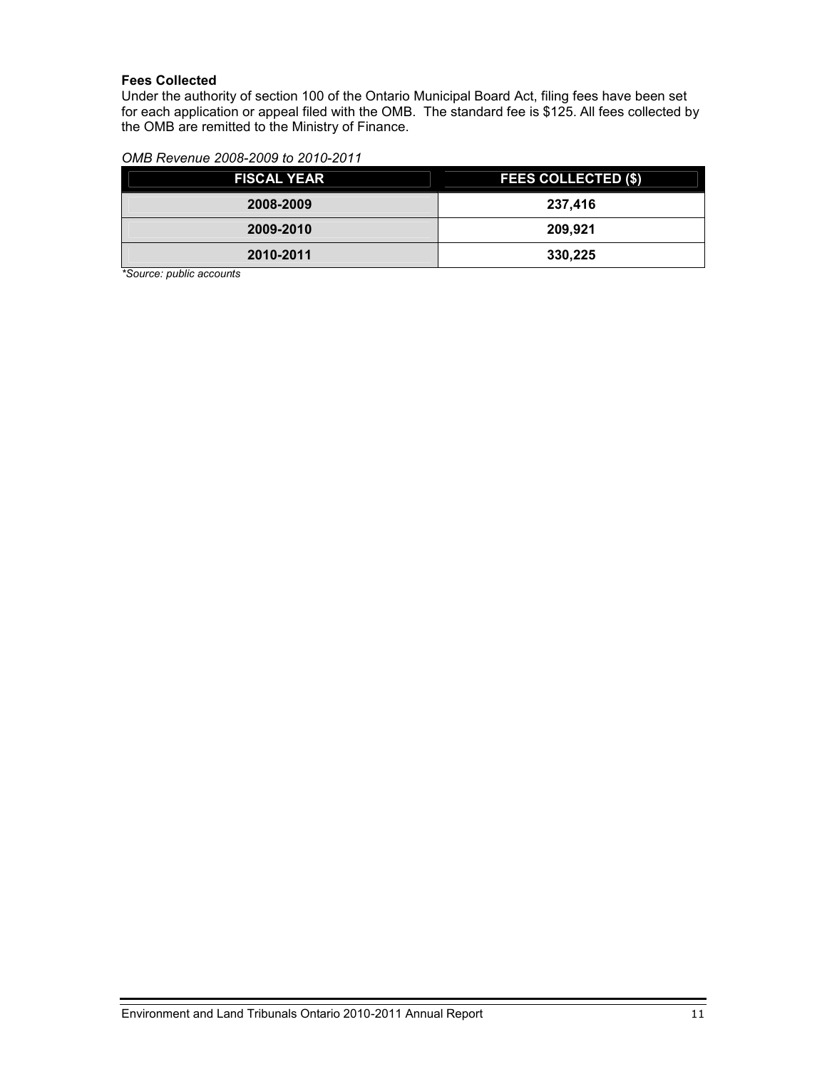**Fees Collected**

Under the authority of section 100 of the Ontario Municipal Board Act, filing fees have been set for each application or appeal filed with the OMB. The standard fee is $125. All fees collected by the OMB are remitted to the Ministry of Finance.

*OMB Revenue 2008-2009 to 2010-2011*

| FISCAL YEAR | FEES COLLECTED ($) |
|---|---|
| 2008-2009 | 237,416 |
| 2009-2010 | 209,921 |
| 2010-2011 | 330,225 |

*\*Source: public accounts*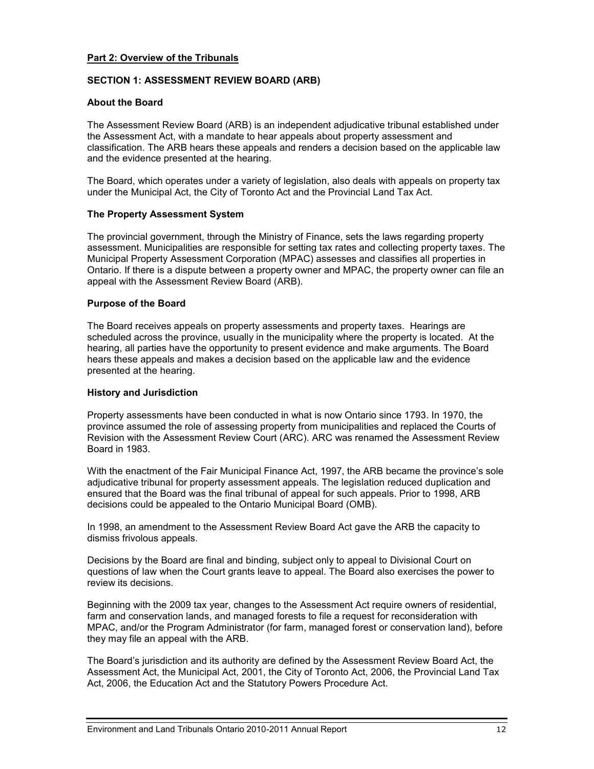## Part 2: Overview of the Tribunals

### SECTION 1: ASSESSMENT REVIEW BOARD (ARB)

#### About the Board

The Assessment Review Board (ARB) is an independent adjudicative tribunal established under the Assessment Act, with a mandate to hear appeals about property assessment and classification. The ARB hears these appeals and renders a decision based on the applicable law and the evidence presented at the hearing.

The Board, which operates under a variety of legislation, also deals with appeals on property tax under the Municipal Act, the City of Toronto Act and the Provincial Land Tax Act.

#### The Property Assessment System

The provincial government, through the Ministry of Finance, sets the laws regarding property assessment. Municipalities are responsible for setting tax rates and collecting property taxes. The Municipal Property Assessment Corporation (MPAC) assesses and classifies all properties in Ontario. If there is a dispute between a property owner and MPAC, the property owner can file an appeal with the Assessment Review Board (ARB).

#### Purpose of the Board

The Board receives appeals on property assessments and property taxes. Hearings are scheduled across the province, usually in the municipality where the property is located. At the hearing, all parties have the opportunity to present evidence and make arguments. The Board hears these appeals and makes a decision based on the applicable law and the evidence presented at the hearing.

#### History and Jurisdiction

Property assessments have been conducted in what is now Ontario since 1793. In 1970, the province assumed the role of assessing property from municipalities and replaced the Courts of Revision with the Assessment Review Court (ARC). ARC was renamed the Assessment Review Board in 1983.

With the enactment of the Fair Municipal Finance Act, 1997, the ARB became the province's sole adjudicative tribunal for property assessment appeals. The legislation reduced duplication and ensured that the Board was the final tribunal of appeal for such appeals. Prior to 1998, ARB decisions could be appealed to the Ontario Municipal Board (OMB).

In 1998, an amendment to the Assessment Review Board Act gave the ARB the capacity to dismiss frivolous appeals.

Decisions by the Board are final and binding, subject only to appeal to Divisional Court on questions of law when the Court grants leave to appeal. The Board also exercises the power to review its decisions.

Beginning with the 2009 tax year, changes to the Assessment Act require owners of residential, farm and conservation lands, and managed forests to file a request for reconsideration with MPAC, and/or the Program Administrator (for farm, managed forest or conservation land), before they may file an appeal with the ARB.

The Board's jurisdiction and its authority are defined by the Assessment Review Board Act, the Assessment Act, the Municipal Act, 2001, the City of Toronto Act, 2006, the Provincial Land Tax Act, 2006, the Education Act and the Statutory Powers Procedure Act.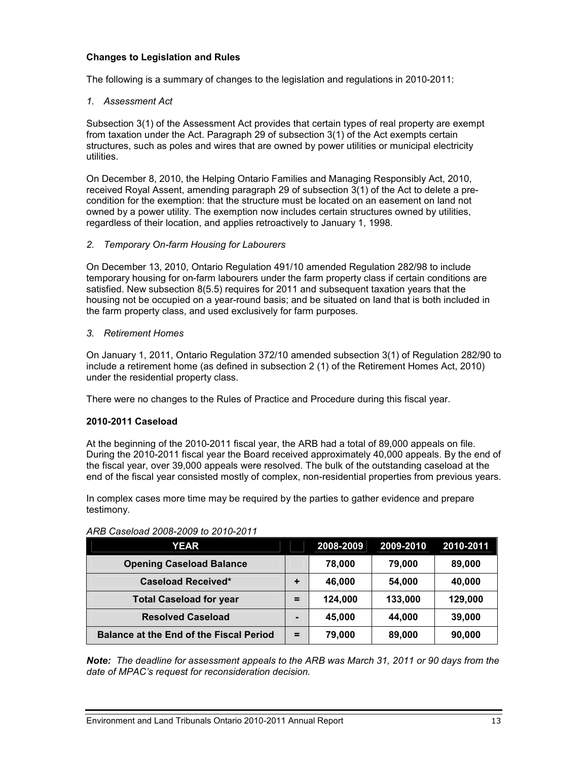### Changes to Legislation and Rules

The following is a summary of changes to the legislation and regulations in 2010-2011:

*1. Assessment Act*

Subsection 3(1) of the Assessment Act provides that certain types of real property are exempt from taxation under the Act. Paragraph 29 of subsection 3(1) of the Act exempts certain structures, such as poles and wires that are owned by power utilities or municipal electricity utilities.

On December 8, 2010, the Helping Ontario Families and Managing Responsibly Act, 2010, received Royal Assent, amending paragraph 29 of subsection 3(1) of the Act to delete a pre-condition for the exemption: that the structure must be located on an easement on land not owned by a power utility. The exemption now includes certain structures owned by utilities, regardless of their location, and applies retroactively to January 1, 1998.

*2. Temporary On-farm Housing for Labourers*

On December 13, 2010, Ontario Regulation 491/10 amended Regulation 282/98 to include temporary housing for on-farm labourers under the farm property class if certain conditions are satisfied. New subsection 8(5.5) requires for 2011 and subsequent taxation years that the housing not be occupied on a year-round basis; and be situated on land that is both included in the farm property class, and used exclusively for farm purposes.

*3. Retirement Homes*

On January 1, 2011, Ontario Regulation 372/10 amended subsection 3(1) of Regulation 282/90 to include a retirement home (as defined in subsection 2 (1) of the Retirement Homes Act, 2010) under the residential property class.

There were no changes to the Rules of Practice and Procedure during this fiscal year.

### 2010-2011 Caseload

At the beginning of the 2010-2011 fiscal year, the ARB had a total of 89,000 appeals on file. During the 2010-2011 fiscal year the Board received approximately 40,000 appeals. By the end of the fiscal year, over 39,000 appeals were resolved. The bulk of the outstanding caseload at the end of the fiscal year consisted mostly of complex, non-residential properties from previous years.

In complex cases more time may be required by the parties to gather evidence and prepare testimony.

*ARB Caseload 2008-2009 to 2010-2011*

| YEAR | | 2008-2009 | 2009-2010 | 2010-2011 |
|---|---|---|---|---|
| Opening Caseload Balance | | 78,000 | 79,000 | 89,000 |
| Caseload Received* | + | 46,000 | 54,000 | 40,000 |
| Total Caseload for year | = | 124,000 | 133,000 | 129,000 |
| Resolved Caseload | - | 45,000 | 44,000 | 39,000 |
| Balance at the End of the Fiscal Period | = | 79,000 | 89,000 | 90,000 |

***Note:*** *The deadline for assessment appeals to the ARB was March 31, 2011 or 90 days from the date of MPAC's request for reconsideration decision.*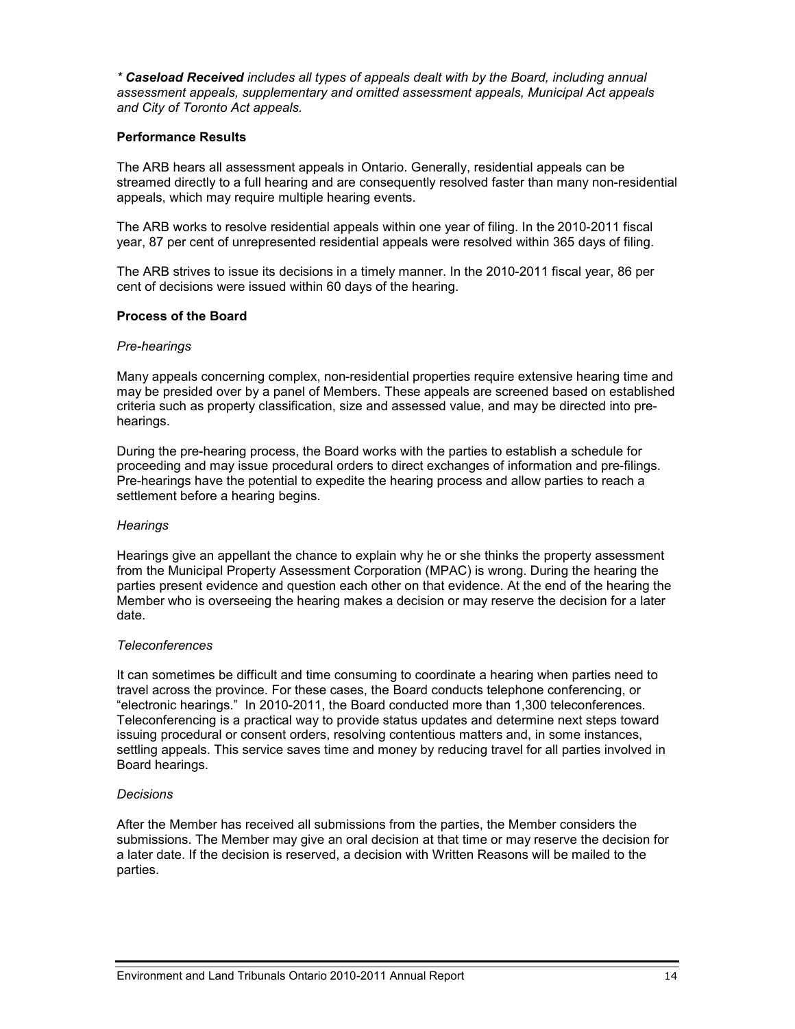*\* **Caseload Received** includes all types of appeals dealt with by the Board, including annual assessment appeals, supplementary and omitted assessment appeals, Municipal Act appeals and City of Toronto Act appeals.*

**Performance Results**

The ARB hears all assessment appeals in Ontario. Generally, residential appeals can be streamed directly to a full hearing and are consequently resolved faster than many non-residential appeals, which may require multiple hearing events.

The ARB works to resolve residential appeals within one year of filing. In the 2010-2011 fiscal year, 87 per cent of unrepresented residential appeals were resolved within 365 days of filing.

The ARB strives to issue its decisions in a timely manner. In the 2010-2011 fiscal year, 86 per cent of decisions were issued within 60 days of the hearing.

**Process of the Board**

*Pre-hearings*

Many appeals concerning complex, non-residential properties require extensive hearing time and may be presided over by a panel of Members. These appeals are screened based on established criteria such as property classification, size and assessed value, and may be directed into pre-hearings.

During the pre-hearing process, the Board works with the parties to establish a schedule for proceeding and may issue procedural orders to direct exchanges of information and pre-filings. Pre-hearings have the potential to expedite the hearing process and allow parties to reach a settlement before a hearing begins.

*Hearings*

Hearings give an appellant the chance to explain why he or she thinks the property assessment from the Municipal Property Assessment Corporation (MPAC) is wrong. During the hearing the parties present evidence and question each other on that evidence. At the end of the hearing the Member who is overseeing the hearing makes a decision or may reserve the decision for a later date.

*Teleconferences*

It can sometimes be difficult and time consuming to coordinate a hearing when parties need to travel across the province. For these cases, the Board conducts telephone conferencing, or "electronic hearings." In 2010-2011, the Board conducted more than 1,300 teleconferences. Teleconferencing is a practical way to provide status updates and determine next steps toward issuing procedural or consent orders, resolving contentious matters and, in some instances, settling appeals. This service saves time and money by reducing travel for all parties involved in Board hearings.

*Decisions*

After the Member has received all submissions from the parties, the Member considers the submissions. The Member may give an oral decision at that time or may reserve the decision for a later date. If the decision is reserved, a decision with Written Reasons will be mailed to the parties.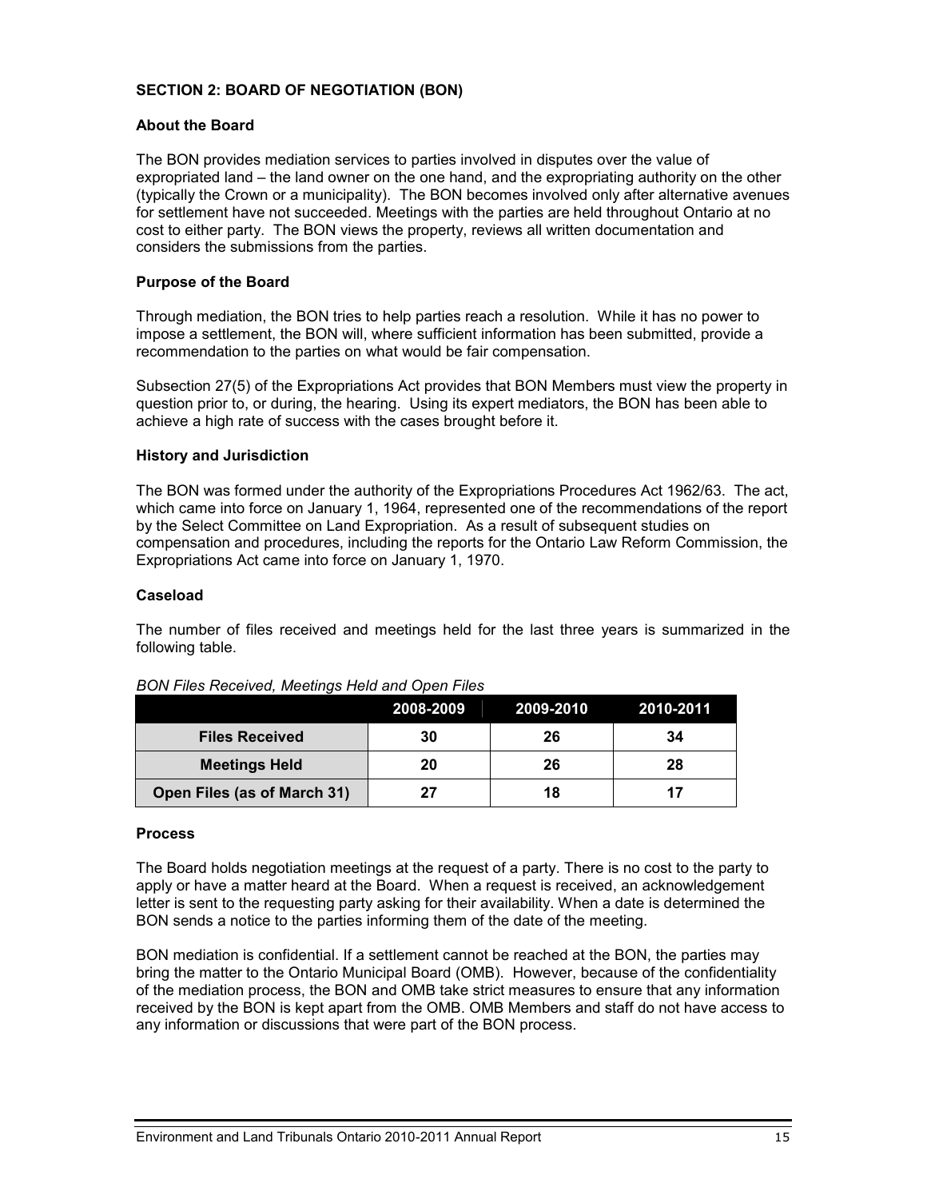## SECTION 2: BOARD OF NEGOTIATION (BON)

### About the Board

The BON provides mediation services to parties involved in disputes over the value of expropriated land – the land owner on the one hand, and the expropriating authority on the other (typically the Crown or a municipality). The BON becomes involved only after alternative avenues for settlement have not succeeded. Meetings with the parties are held throughout Ontario at no cost to either party. The BON views the property, reviews all written documentation and considers the submissions from the parties.

### Purpose of the Board

Through mediation, the BON tries to help parties reach a resolution. While it has no power to impose a settlement, the BON will, where sufficient information has been submitted, provide a recommendation to the parties on what would be fair compensation.

Subsection 27(5) of the Expropriations Act provides that BON Members must view the property in question prior to, or during, the hearing. Using its expert mediators, the BON has been able to achieve a high rate of success with the cases brought before it.

### History and Jurisdiction

The BON was formed under the authority of the Expropriations Procedures Act 1962/63. The act, which came into force on January 1, 1964, represented one of the recommendations of the report by the Select Committee on Land Expropriation. As a result of subsequent studies on compensation and procedures, including the reports for the Ontario Law Reform Commission, the Expropriations Act came into force on January 1, 1970.

### Caseload

The number of files received and meetings held for the last three years is summarized in the following table.

*BON Files Received, Meetings Held and Open Files*

| | 2008-2009 | 2009-2010 | 2010-2011 |
|---|---|---|---|
| **Files Received** | 30 | 26 | 34 |
| **Meetings Held** | 20 | 26 | 28 |
| **Open Files (as of March 31)** | 27 | 18 | 17 |

### Process

The Board holds negotiation meetings at the request of a party. There is no cost to the party to apply or have a matter heard at the Board. When a request is received, an acknowledgement letter is sent to the requesting party asking for their availability. When a date is determined the BON sends a notice to the parties informing them of the date of the meeting.

BON mediation is confidential. If a settlement cannot be reached at the BON, the parties may bring the matter to the Ontario Municipal Board (OMB). However, because of the confidentiality of the mediation process, the BON and OMB take strict measures to ensure that any information received by the BON is kept apart from the OMB. OMB Members and staff do not have access to any information or discussions that were part of the BON process.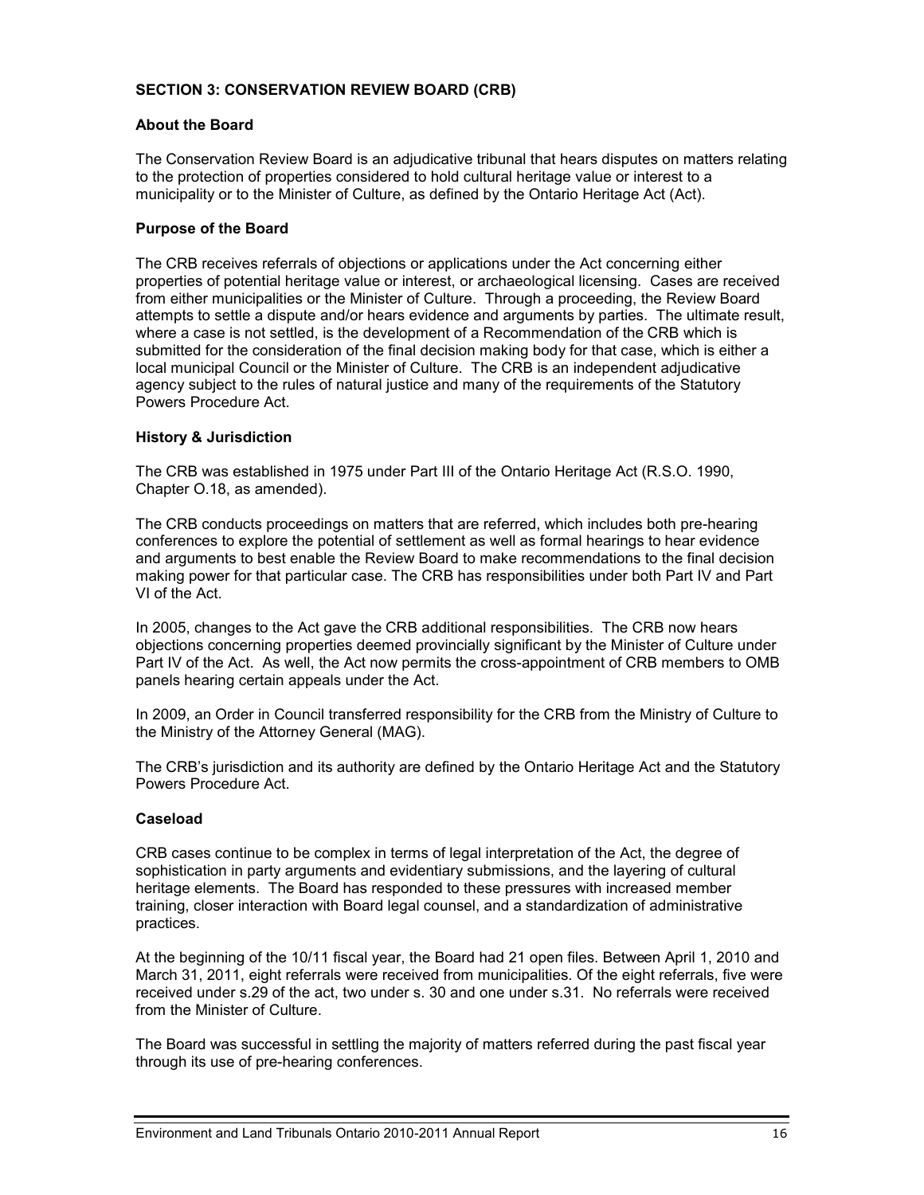## SECTION 3: CONSERVATION REVIEW BOARD (CRB)

### About the Board

The Conservation Review Board is an adjudicative tribunal that hears disputes on matters relating to the protection of properties considered to hold cultural heritage value or interest to a municipality or to the Minister of Culture, as defined by the Ontario Heritage Act (Act).

### Purpose of the Board

The CRB receives referrals of objections or applications under the Act concerning either properties of potential heritage value or interest, or archaeological licensing. Cases are received from either municipalities or the Minister of Culture. Through a proceeding, the Review Board attempts to settle a dispute and/or hears evidence and arguments by parties. The ultimate result, where a case is not settled, is the development of a Recommendation of the CRB which is submitted for the consideration of the final decision making body for that case, which is either a local municipal Council or the Minister of Culture. The CRB is an independent adjudicative agency subject to the rules of natural justice and many of the requirements of the Statutory Powers Procedure Act.

### History & Jurisdiction

The CRB was established in 1975 under Part III of the Ontario Heritage Act (R.S.O. 1990, Chapter O.18, as amended).

The CRB conducts proceedings on matters that are referred, which includes both pre-hearing conferences to explore the potential of settlement as well as formal hearings to hear evidence and arguments to best enable the Review Board to make recommendations to the final decision making power for that particular case. The CRB has responsibilities under both Part IV and Part VI of the Act.

In 2005, changes to the Act gave the CRB additional responsibilities. The CRB now hears objections concerning properties deemed provincially significant by the Minister of Culture under Part IV of the Act. As well, the Act now permits the cross-appointment of CRB members to OMB panels hearing certain appeals under the Act.

In 2009, an Order in Council transferred responsibility for the CRB from the Ministry of Culture to the Ministry of the Attorney General (MAG).

The CRB's jurisdiction and its authority are defined by the Ontario Heritage Act and the Statutory Powers Procedure Act.

### Caseload

CRB cases continue to be complex in terms of legal interpretation of the Act, the degree of sophistication in party arguments and evidentiary submissions, and the layering of cultural heritage elements. The Board has responded to these pressures with increased member training, closer interaction with Board legal counsel, and a standardization of administrative practices.

At the beginning of the 10/11 fiscal year, the Board had 21 open files. Between April 1, 2010 and March 31, 2011, eight referrals were received from municipalities. Of the eight referrals, five were received under s.29 of the act, two under s. 30 and one under s.31. No referrals were received from the Minister of Culture.

The Board was successful in settling the majority of matters referred during the past fiscal year through its use of pre-hearing conferences.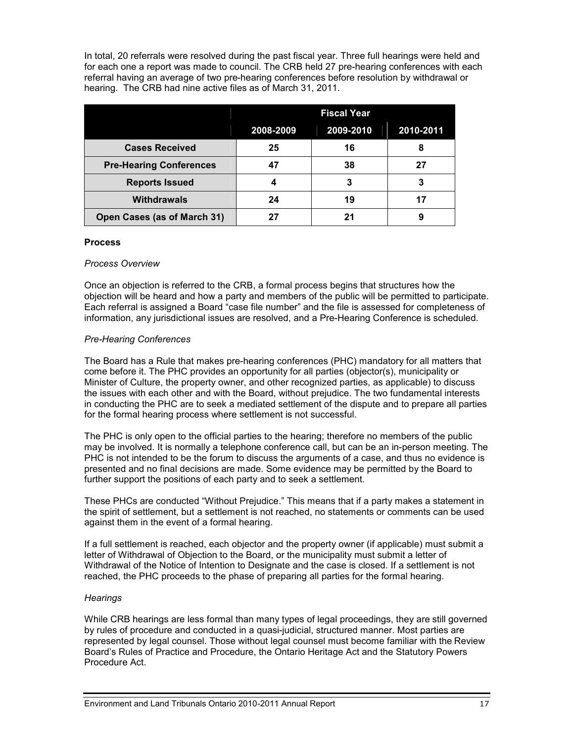In total, 20 referrals were resolved during the past fiscal year. Three full hearings were held and for each one a report was made to council. The CRB held 27 pre-hearing conferences with each referral having an average of two pre-hearing conferences before resolution by withdrawal or hearing. The CRB had nine active files as of March 31, 2011.

| | Fiscal Year | | |
|---|---|---|---|
| | 2008-2009 | 2009-2010 | 2010-2011 |
| **Cases Received** | 25 | 16 | 8 |
| **Pre-Hearing Conferences** | 47 | 38 | 27 |
| **Reports Issued** | 4 | 3 | 3 |
| **Withdrawals** | 24 | 19 | 17 |
| **Open Cases (as of March 31)** | 27 | 21 | 9 |

**Process**

*Process Overview*

Once an objection is referred to the CRB, a formal process begins that structures how the objection will be heard and how a party and members of the public will be permitted to participate. Each referral is assigned a Board "case file number" and the file is assessed for completeness of information, any jurisdictional issues are resolved, and a Pre-Hearing Conference is scheduled.

*Pre-Hearing Conferences*

The Board has a Rule that makes pre-hearing conferences (PHC) mandatory for all matters that come before it. The PHC provides an opportunity for all parties (objector(s), municipality or Minister of Culture, the property owner, and other recognized parties, as applicable) to discuss the issues with each other and with the Board, without prejudice. The two fundamental interests in conducting the PHC are to seek a mediated settlement of the dispute and to prepare all parties for the formal hearing process where settlement is not successful.

The PHC is only open to the official parties to the hearing; therefore no members of the public may be involved. It is normally a telephone conference call, but can be an in-person meeting. The PHC is not intended to be the forum to discuss the arguments of a case, and thus no evidence is presented and no final decisions are made. Some evidence may be permitted by the Board to further support the positions of each party and to seek a settlement.

These PHCs are conducted "Without Prejudice." This means that if a party makes a statement in the spirit of settlement, but a settlement is not reached, no statements or comments can be used against them in the event of a formal hearing.

If a full settlement is reached, each objector and the property owner (if applicable) must submit a letter of Withdrawal of Objection to the Board, or the municipality must submit a letter of Withdrawal of the Notice of Intention to Designate and the case is closed. If a settlement is not reached, the PHC proceeds to the phase of preparing all parties for the formal hearing.

*Hearings*

While CRB hearings are less formal than many types of legal proceedings, they are still governed by rules of procedure and conducted in a quasi-judicial, structured manner. Most parties are represented by legal counsel. Those without legal counsel must become familiar with the Review Board's Rules of Practice and Procedure, the Ontario Heritage Act and the Statutory Powers Procedure Act.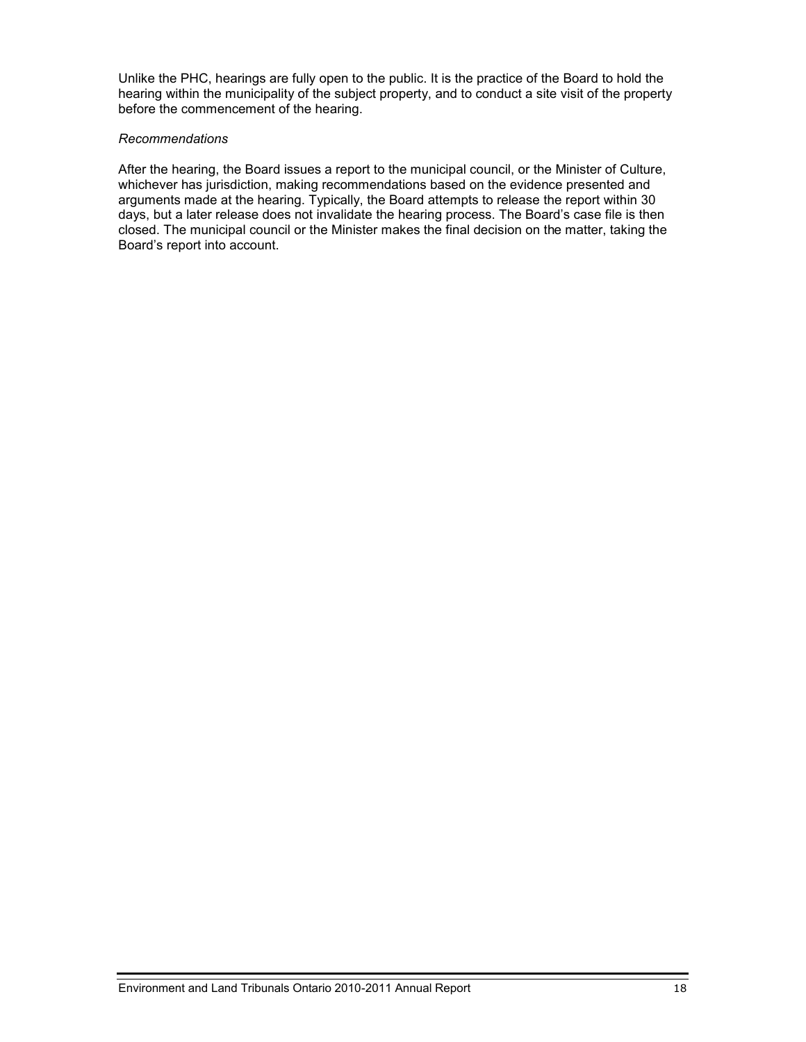Unlike the PHC, hearings are fully open to the public. It is the practice of the Board to hold the hearing within the municipality of the subject property, and to conduct a site visit of the property before the commencement of the hearing.

*Recommendations*

After the hearing, the Board issues a report to the municipal council, or the Minister of Culture, whichever has jurisdiction, making recommendations based on the evidence presented and arguments made at the hearing. Typically, the Board attempts to release the report within 30 days, but a later release does not invalidate the hearing process. The Board's case file is then closed. The municipal council or the Minister makes the final decision on the matter, taking the Board's report into account.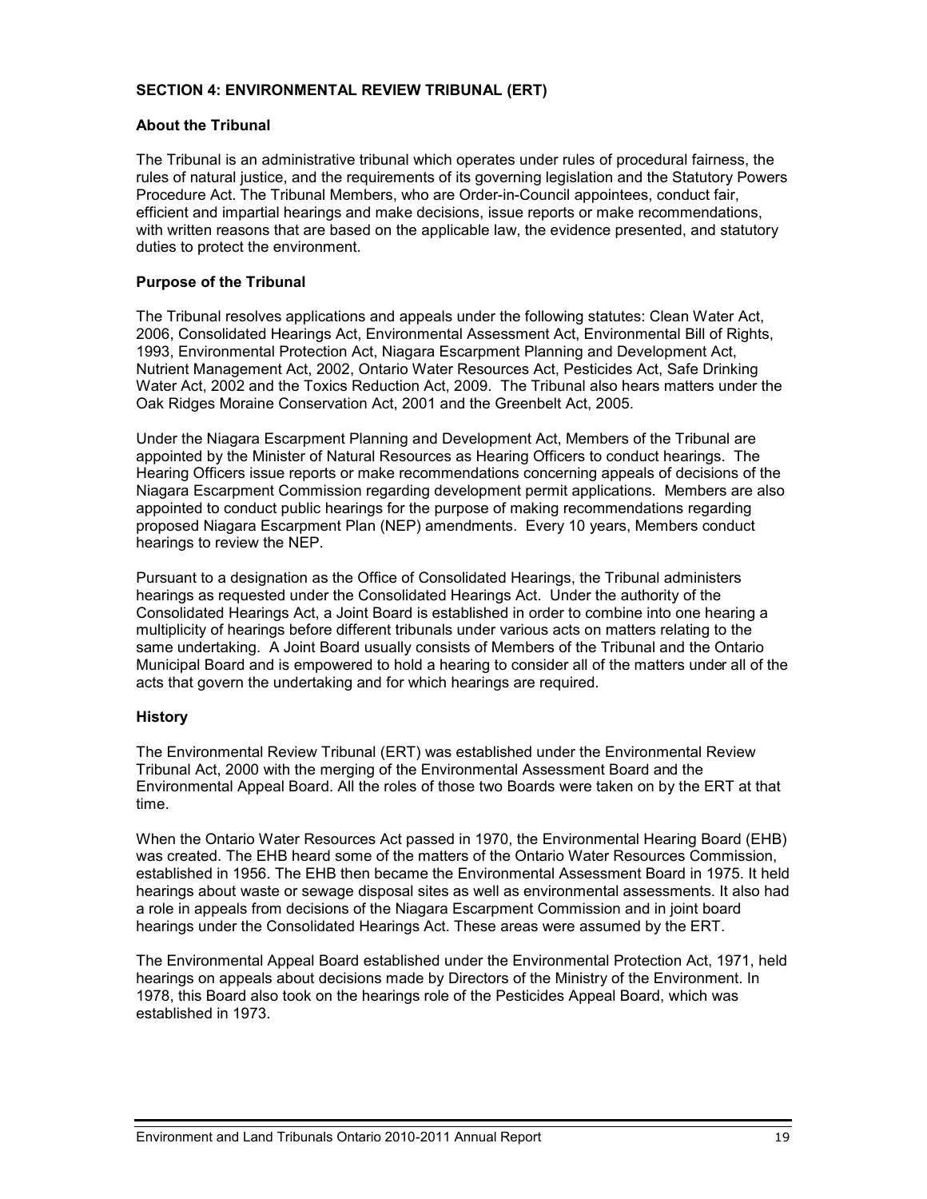## SECTION 4: ENVIRONMENTAL REVIEW TRIBUNAL (ERT)

### About the Tribunal

The Tribunal is an administrative tribunal which operates under rules of procedural fairness, the rules of natural justice, and the requirements of its governing legislation and the Statutory Powers Procedure Act. The Tribunal Members, who are Order-in-Council appointees, conduct fair, efficient and impartial hearings and make decisions, issue reports or make recommendations, with written reasons that are based on the applicable law, the evidence presented, and statutory duties to protect the environment.

### Purpose of the Tribunal

The Tribunal resolves applications and appeals under the following statutes: Clean Water Act, 2006, Consolidated Hearings Act, Environmental Assessment Act, Environmental Bill of Rights, 1993, Environmental Protection Act, Niagara Escarpment Planning and Development Act, Nutrient Management Act, 2002, Ontario Water Resources Act, Pesticides Act, Safe Drinking Water Act, 2002 and the Toxics Reduction Act, 2009. The Tribunal also hears matters under the Oak Ridges Moraine Conservation Act, 2001 and the Greenbelt Act, 2005.

Under the Niagara Escarpment Planning and Development Act, Members of the Tribunal are appointed by the Minister of Natural Resources as Hearing Officers to conduct hearings. The Hearing Officers issue reports or make recommendations concerning appeals of decisions of the Niagara Escarpment Commission regarding development permit applications. Members are also appointed to conduct public hearings for the purpose of making recommendations regarding proposed Niagara Escarpment Plan (NEP) amendments. Every 10 years, Members conduct hearings to review the NEP.

Pursuant to a designation as the Office of Consolidated Hearings, the Tribunal administers hearings as requested under the Consolidated Hearings Act. Under the authority of the Consolidated Hearings Act, a Joint Board is established in order to combine into one hearing a multiplicity of hearings before different tribunals under various acts on matters relating to the same undertaking. A Joint Board usually consists of Members of the Tribunal and the Ontario Municipal Board and is empowered to hold a hearing to consider all of the matters under all of the acts that govern the undertaking and for which hearings are required.

### History

The Environmental Review Tribunal (ERT) was established under the Environmental Review Tribunal Act, 2000 with the merging of the Environmental Assessment Board and the Environmental Appeal Board. All the roles of those two Boards were taken on by the ERT at that time.

When the Ontario Water Resources Act passed in 1970, the Environmental Hearing Board (EHB) was created. The EHB heard some of the matters of the Ontario Water Resources Commission, established in 1956. The EHB then became the Environmental Assessment Board in 1975. It held hearings about waste or sewage disposal sites as well as environmental assessments. It also had a role in appeals from decisions of the Niagara Escarpment Commission and in joint board hearings under the Consolidated Hearings Act. These areas were assumed by the ERT.

The Environmental Appeal Board established under the Environmental Protection Act, 1971, held hearings on appeals about decisions made by Directors of the Ministry of the Environment. In 1978, this Board also took on the hearings role of the Pesticides Appeal Board, which was established in 1973.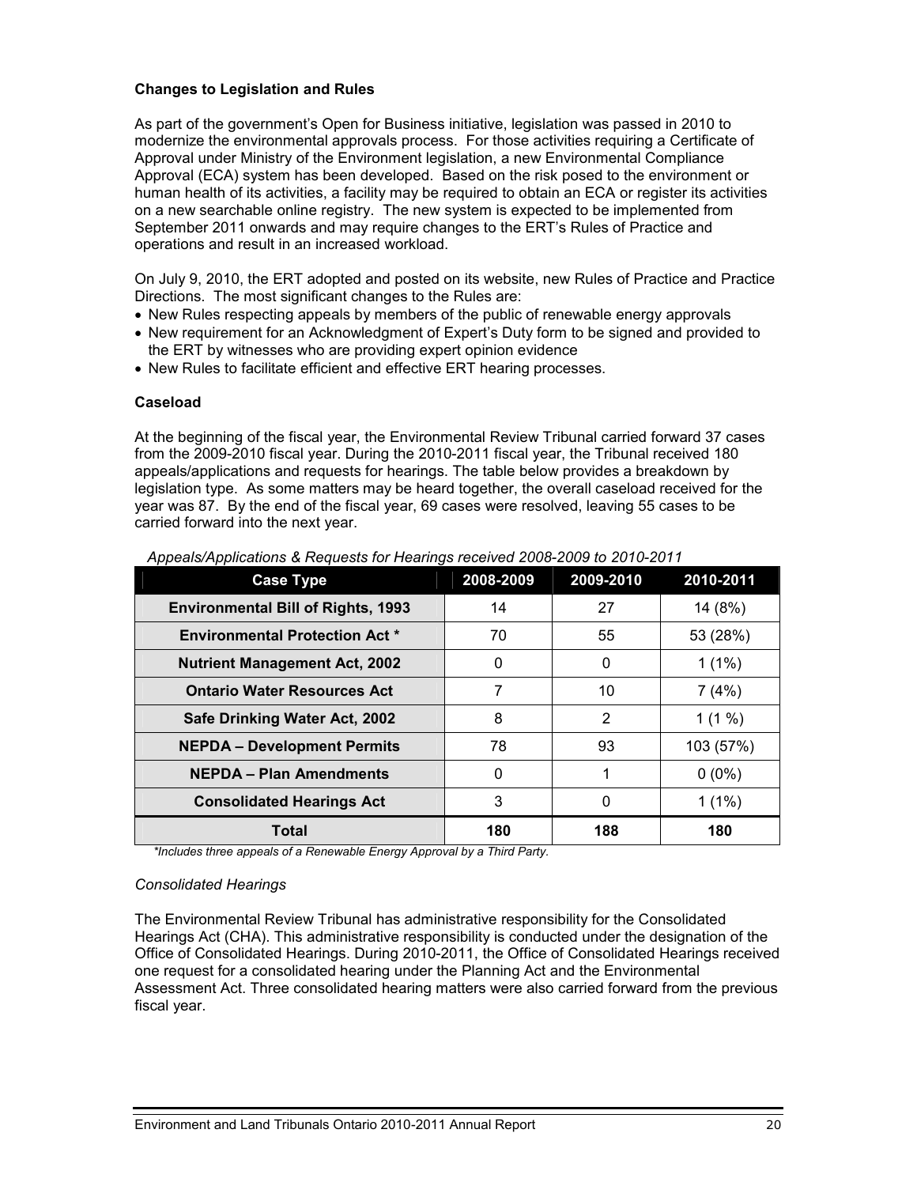### Changes to Legislation and Rules

As part of the government's Open for Business initiative, legislation was passed in 2010 to modernize the environmental approvals process. For those activities requiring a Certificate of Approval under Ministry of the Environment legislation, a new Environmental Compliance Approval (ECA) system has been developed. Based on the risk posed to the environment or human health of its activities, a facility may be required to obtain an ECA or register its activities on a new searchable online registry. The new system is expected to be implemented from September 2011 onwards and may require changes to the ERT's Rules of Practice and operations and result in an increased workload.

On July 9, 2010, the ERT adopted and posted on its website, new Rules of Practice and Practice Directions. The most significant changes to the Rules are:

- New Rules respecting appeals by members of the public of renewable energy approvals
- New requirement for an Acknowledgment of Expert's Duty form to be signed and provided to the ERT by witnesses who are providing expert opinion evidence
- New Rules to facilitate efficient and effective ERT hearing processes.

### Caseload

At the beginning of the fiscal year, the Environmental Review Tribunal carried forward 37 cases from the 2009-2010 fiscal year. During the 2010-2011 fiscal year, the Tribunal received 180 appeals/applications and requests for hearings. The table below provides a breakdown by legislation type. As some matters may be heard together, the overall caseload received for the year was 87. By the end of the fiscal year, 69 cases were resolved, leaving 55 cases to be carried forward into the next year.

*Appeals/Applications & Requests for Hearings received 2008-2009 to 2010-2011*

| Case Type | 2008-2009 | 2009-2010 | 2010-2011 |
|---|---|---|---|
| **Environmental Bill of Rights, 1993** | 14 | 27 | 14 (8%) |
| **Environmental Protection Act \*** | 70 | 55 | 53 (28%) |
| **Nutrient Management Act, 2002** | 0 | 0 | 1 (1%) |
| **Ontario Water Resources Act** | 7 | 10 | 7 (4%) |
| **Safe Drinking Water Act, 2002** | 8 | 2 | 1 (1 %) |
| **NEPDA – Development Permits** | 78 | 93 | 103 (57%) |
| **NEPDA – Plan Amendments** | 0 | 1 | 0 (0%) |
| **Consolidated Hearings Act** | 3 | 0 | 1 (1%) |
| **Total** | **180** | **188** | **180** |

*\*Includes three appeals of a Renewable Energy Approval by a Third Party.*

*Consolidated Hearings*

The Environmental Review Tribunal has administrative responsibility for the Consolidated Hearings Act (CHA). This administrative responsibility is conducted under the designation of the Office of Consolidated Hearings. During 2010-2011, the Office of Consolidated Hearings received one request for a consolidated hearing under the Planning Act and the Environmental Assessment Act. Three consolidated hearing matters were also carried forward from the previous fiscal year.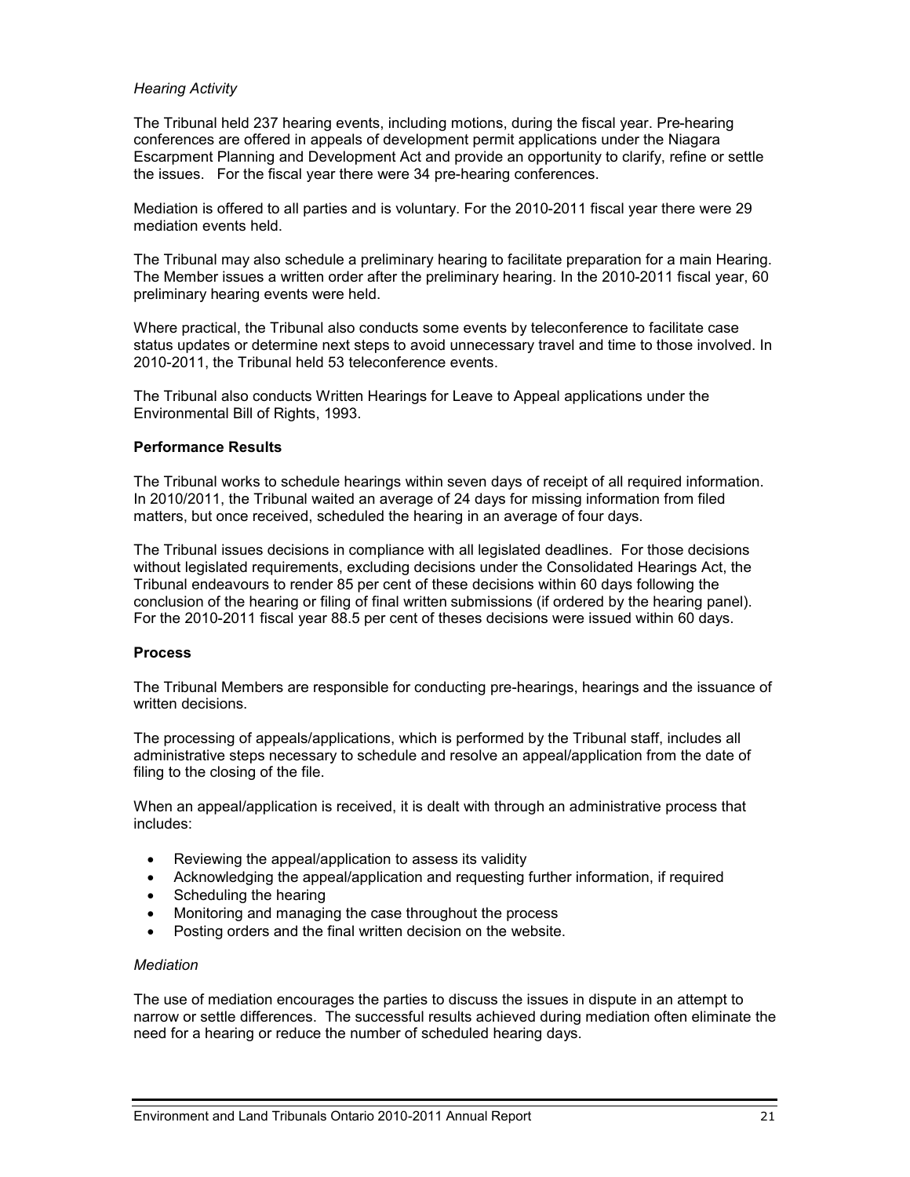*Hearing Activity*

The Tribunal held 237 hearing events, including motions, during the fiscal year. Pre-hearing conferences are offered in appeals of development permit applications under the Niagara Escarpment Planning and Development Act and provide an opportunity to clarify, refine or settle the issues. For the fiscal year there were 34 pre-hearing conferences.

Mediation is offered to all parties and is voluntary. For the 2010-2011 fiscal year there were 29 mediation events held.

The Tribunal may also schedule a preliminary hearing to facilitate preparation for a main Hearing. The Member issues a written order after the preliminary hearing. In the 2010-2011 fiscal year, 60 preliminary hearing events were held.

Where practical, the Tribunal also conducts some events by teleconference to facilitate case status updates or determine next steps to avoid unnecessary travel and time to those involved. In 2010-2011, the Tribunal held 53 teleconference events.

The Tribunal also conducts Written Hearings for Leave to Appeal applications under the Environmental Bill of Rights, 1993.

**Performance Results**

The Tribunal works to schedule hearings within seven days of receipt of all required information. In 2010/2011, the Tribunal waited an average of 24 days for missing information from filed matters, but once received, scheduled the hearing in an average of four days.

The Tribunal issues decisions in compliance with all legislated deadlines. For those decisions without legislated requirements, excluding decisions under the Consolidated Hearings Act, the Tribunal endeavours to render 85 per cent of these decisions within 60 days following the conclusion of the hearing or filing of final written submissions (if ordered by the hearing panel). For the 2010-2011 fiscal year 88.5 per cent of theses decisions were issued within 60 days.

**Process**

The Tribunal Members are responsible for conducting pre-hearings, hearings and the issuance of written decisions.

The processing of appeals/applications, which is performed by the Tribunal staff, includes all administrative steps necessary to schedule and resolve an appeal/application from the date of filing to the closing of the file.

When an appeal/application is received, it is dealt with through an administrative process that includes:

- Reviewing the appeal/application to assess its validity
- Acknowledging the appeal/application and requesting further information, if required
- Scheduling the hearing
- Monitoring and managing the case throughout the process
- Posting orders and the final written decision on the website.

*Mediation*

The use of mediation encourages the parties to discuss the issues in dispute in an attempt to narrow or settle differences. The successful results achieved during mediation often eliminate the need for a hearing or reduce the number of scheduled hearing days.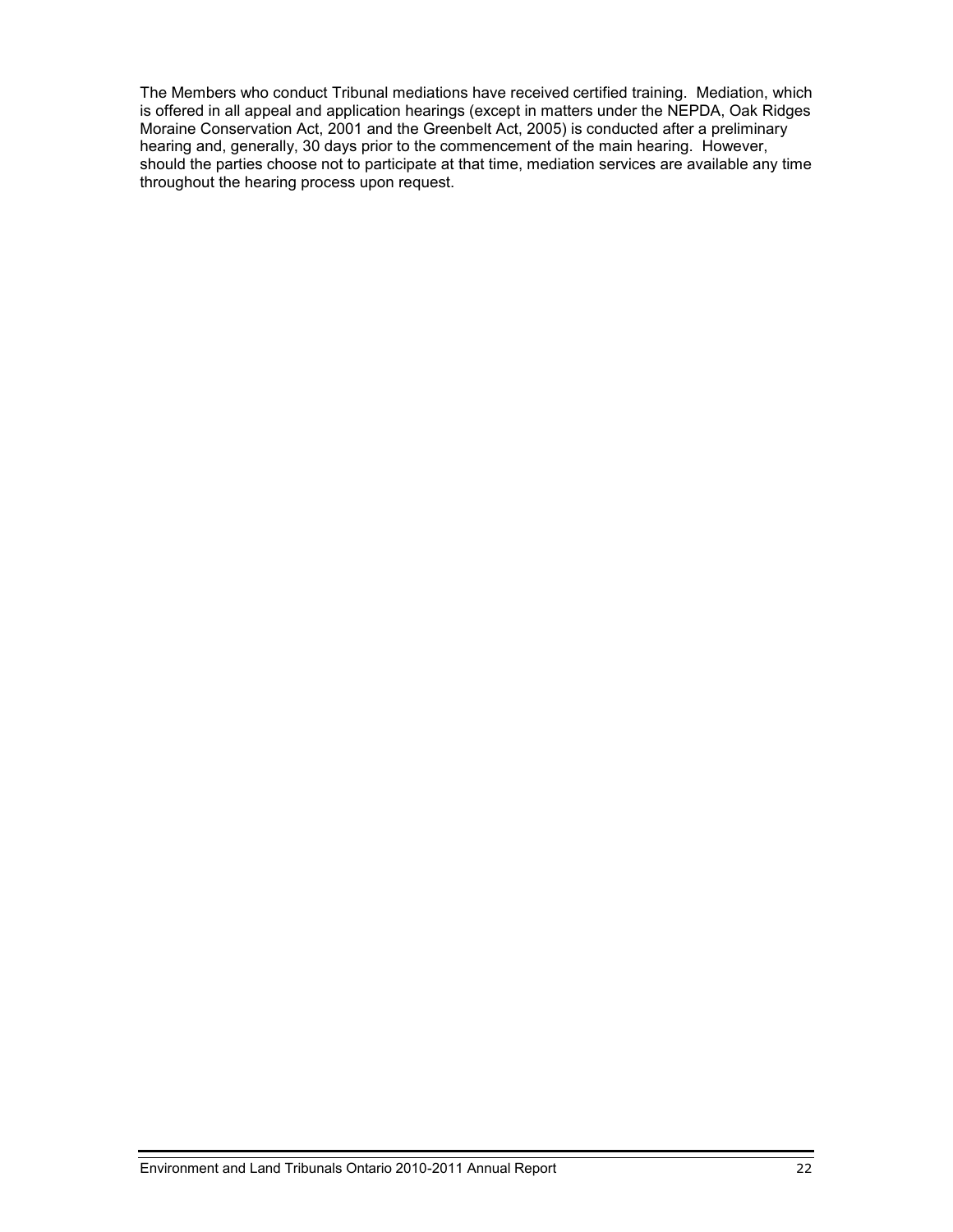The Members who conduct Tribunal mediations have received certified training. Mediation, which is offered in all appeal and application hearings (except in matters under the NEPDA, Oak Ridges Moraine Conservation Act, 2001 and the Greenbelt Act, 2005) is conducted after a preliminary hearing and, generally, 30 days prior to the commencement of the main hearing. However, should the parties choose not to participate at that time, mediation services are available any time throughout the hearing process upon request.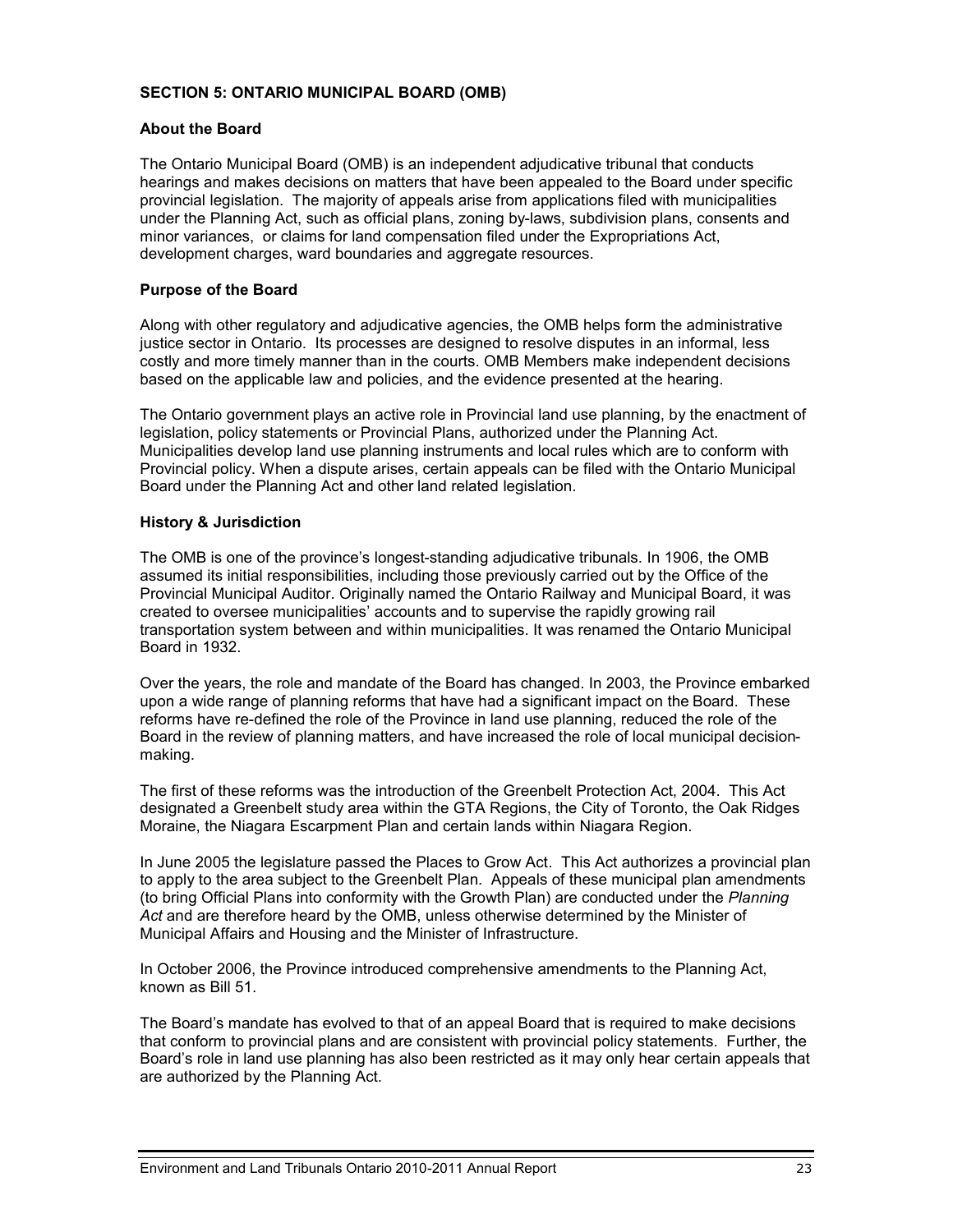## SECTION 5: ONTARIO MUNICIPAL BOARD (OMB)

### About the Board

The Ontario Municipal Board (OMB) is an independent adjudicative tribunal that conducts hearings and makes decisions on matters that have been appealed to the Board under specific provincial legislation. The majority of appeals arise from applications filed with municipalities under the Planning Act, such as official plans, zoning by-laws, subdivision plans, consents and minor variances, or claims for land compensation filed under the Expropriations Act, development charges, ward boundaries and aggregate resources.

### Purpose of the Board

Along with other regulatory and adjudicative agencies, the OMB helps form the administrative justice sector in Ontario. Its processes are designed to resolve disputes in an informal, less costly and more timely manner than in the courts. OMB Members make independent decisions based on the applicable law and policies, and the evidence presented at the hearing.

The Ontario government plays an active role in Provincial land use planning, by the enactment of legislation, policy statements or Provincial Plans, authorized under the Planning Act. Municipalities develop land use planning instruments and local rules which are to conform with Provincial policy. When a dispute arises, certain appeals can be filed with the Ontario Municipal Board under the Planning Act and other land related legislation.

### History & Jurisdiction

The OMB is one of the province's longest-standing adjudicative tribunals. In 1906, the OMB assumed its initial responsibilities, including those previously carried out by the Office of the Provincial Municipal Auditor. Originally named the Ontario Railway and Municipal Board, it was created to oversee municipalities' accounts and to supervise the rapidly growing rail transportation system between and within municipalities. It was renamed the Ontario Municipal Board in 1932.

Over the years, the role and mandate of the Board has changed. In 2003, the Province embarked upon a wide range of planning reforms that have had a significant impact on the Board. These reforms have re-defined the role of the Province in land use planning, reduced the role of the Board in the review of planning matters, and have increased the role of local municipal decision-making.

The first of these reforms was the introduction of the Greenbelt Protection Act, 2004. This Act designated a Greenbelt study area within the GTA Regions, the City of Toronto, the Oak Ridges Moraine, the Niagara Escarpment Plan and certain lands within Niagara Region.

In June 2005 the legislature passed the Places to Grow Act. This Act authorizes a provincial plan to apply to the area subject to the Greenbelt Plan. Appeals of these municipal plan amendments (to bring Official Plans into conformity with the Growth Plan) are conducted under the *Planning Act* and are therefore heard by the OMB, unless otherwise determined by the Minister of Municipal Affairs and Housing and the Minister of Infrastructure.

In October 2006, the Province introduced comprehensive amendments to the Planning Act, known as Bill 51.

The Board's mandate has evolved to that of an appeal Board that is required to make decisions that conform to provincial plans and are consistent with provincial policy statements. Further, the Board's role in land use planning has also been restricted as it may only hear certain appeals that are authorized by the Planning Act.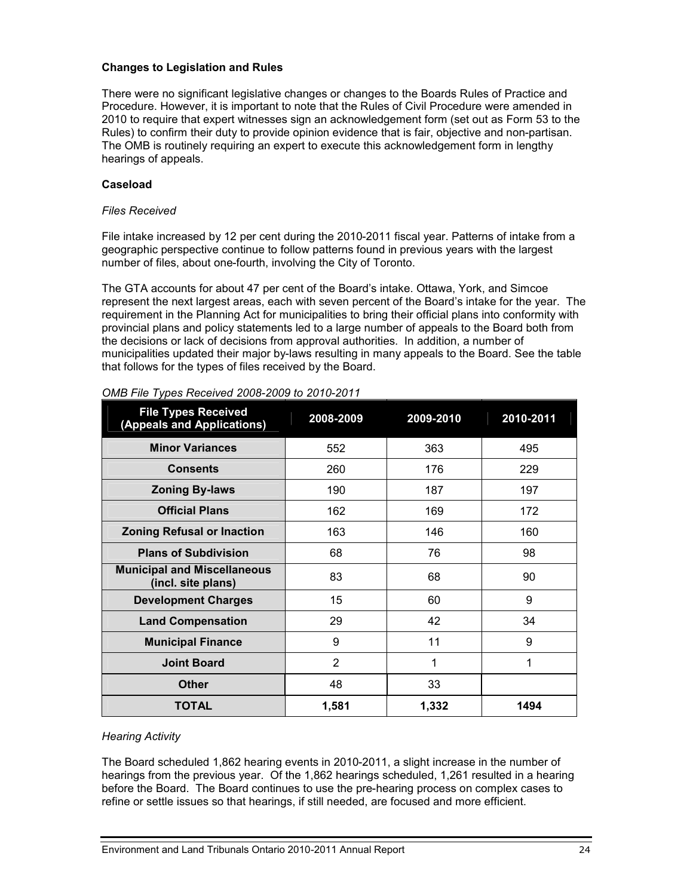### Changes to Legislation and Rules

There were no significant legislative changes or changes to the Boards Rules of Practice and Procedure. However, it is important to note that the Rules of Civil Procedure were amended in 2010 to require that expert witnesses sign an acknowledgement form (set out as Form 53 to the Rules) to confirm their duty to provide opinion evidence that is fair, objective and non-partisan. The OMB is routinely requiring an expert to execute this acknowledgement form in lengthy hearings of appeals.

### Caseload

*Files Received*

File intake increased by 12 per cent during the 2010-2011 fiscal year. Patterns of intake from a geographic perspective continue to follow patterns found in previous years with the largest number of files, about one-fourth, involving the City of Toronto.

The GTA accounts for about 47 per cent of the Board's intake. Ottawa, York, and Simcoe represent the next largest areas, each with seven percent of the Board's intake for the year. The requirement in the Planning Act for municipalities to bring their official plans into conformity with provincial plans and policy statements led to a large number of appeals to the Board both from the decisions or lack of decisions from approval authorities. In addition, a number of municipalities updated their major by-laws resulting in many appeals to the Board. See the table that follows for the types of files received by the Board.

*OMB File Types Received 2008-2009 to 2010-2011*

| File Types Received (Appeals and Applications) | 2008-2009 | 2009-2010 | 2010-2011 |
|---|---|---|---|
| **Minor Variances** | 552 | 363 | 495 |
| **Consents** | 260 | 176 | 229 |
| **Zoning By-laws** | 190 | 187 | 197 |
| **Official Plans** | 162 | 169 | 172 |
| **Zoning Refusal or Inaction** | 163 | 146 | 160 |
| **Plans of Subdivision** | 68 | 76 | 98 |
| **Municipal and Miscellaneous (incl. site plans)** | 83 | 68 | 90 |
| **Development Charges** | 15 | 60 | 9 |
| **Land Compensation** | 29 | 42 | 34 |
| **Municipal Finance** | 9 | 11 | 9 |
| **Joint Board** | 2 | 1 | 1 |
| **Other** | 48 | 33 | |
| **TOTAL** | **1,581** | **1,332** | **1494** |

*Hearing Activity*

The Board scheduled 1,862 hearing events in 2010-2011, a slight increase in the number of hearings from the previous year. Of the 1,862 hearings scheduled, 1,261 resulted in a hearing before the Board. The Board continues to use the pre-hearing process on complex cases to refine or settle issues so that hearings, if still needed, are focused and more efficient.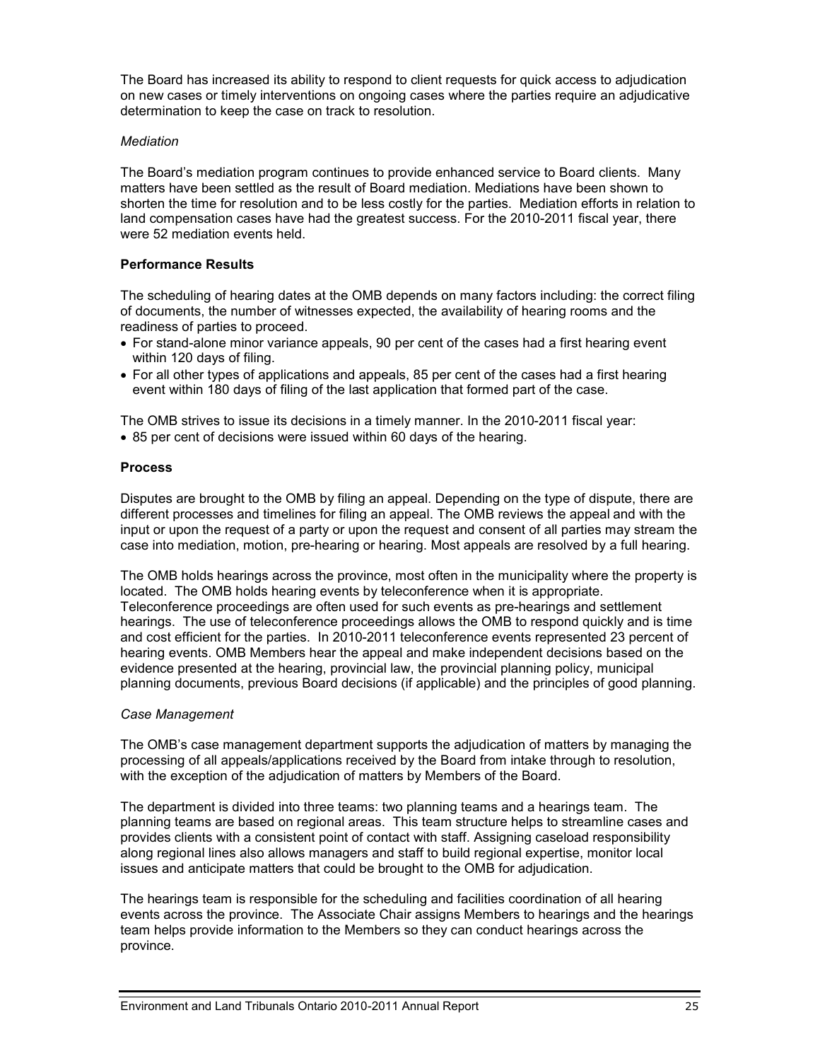The Board has increased its ability to respond to client requests for quick access to adjudication on new cases or timely interventions on ongoing cases where the parties require an adjudicative determination to keep the case on track to resolution.

*Mediation*

The Board's mediation program continues to provide enhanced service to Board clients. Many matters have been settled as the result of Board mediation. Mediations have been shown to shorten the time for resolution and to be less costly for the parties. Mediation efforts in relation to land compensation cases have had the greatest success. For the 2010-2011 fiscal year, there were 52 mediation events held.

**Performance Results**

The scheduling of hearing dates at the OMB depends on many factors including: the correct filing of documents, the number of witnesses expected, the availability of hearing rooms and the readiness of parties to proceed.

- For stand-alone minor variance appeals, 90 per cent of the cases had a first hearing event within 120 days of filing.
- For all other types of applications and appeals, 85 per cent of the cases had a first hearing event within 180 days of filing of the last application that formed part of the case.

The OMB strives to issue its decisions in a timely manner. In the 2010-2011 fiscal year:

- 85 per cent of decisions were issued within 60 days of the hearing.

**Process**

Disputes are brought to the OMB by filing an appeal. Depending on the type of dispute, there are different processes and timelines for filing an appeal. The OMB reviews the appeal and with the input or upon the request of a party or upon the request and consent of all parties may stream the case into mediation, motion, pre-hearing or hearing. Most appeals are resolved by a full hearing.

The OMB holds hearings across the province, most often in the municipality where the property is located. The OMB holds hearing events by teleconference when it is appropriate. Teleconference proceedings are often used for such events as pre-hearings and settlement hearings. The use of teleconference proceedings allows the OMB to respond quickly and is time and cost efficient for the parties. In 2010-2011 teleconference events represented 23 percent of hearing events. OMB Members hear the appeal and make independent decisions based on the evidence presented at the hearing, provincial law, the provincial planning policy, municipal planning documents, previous Board decisions (if applicable) and the principles of good planning.

*Case Management*

The OMB's case management department supports the adjudication of matters by managing the processing of all appeals/applications received by the Board from intake through to resolution, with the exception of the adjudication of matters by Members of the Board.

The department is divided into three teams: two planning teams and a hearings team. The planning teams are based on regional areas. This team structure helps to streamline cases and provides clients with a consistent point of contact with staff. Assigning caseload responsibility along regional lines also allows managers and staff to build regional expertise, monitor local issues and anticipate matters that could be brought to the OMB for adjudication.

The hearings team is responsible for the scheduling and facilities coordination of all hearing events across the province. The Associate Chair assigns Members to hearings and the hearings team helps provide information to the Members so they can conduct hearings across the province.